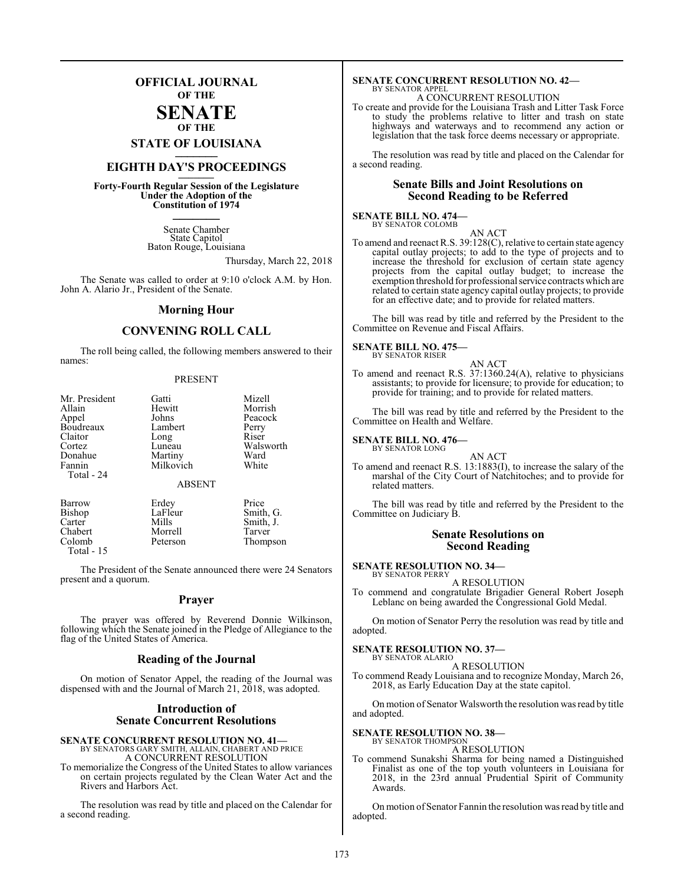# OFFICIAL JOURNAL OF THE SENATE OF THE STATE OF LOUISIANA

## EIGHTH DAY'S PROCEEDINGS

**Forty-Fourth Regular Session of the Legislature Under the Adoption of the Constitution of 1974**

Senate Chamber
State Capitol
Baton Rouge, Louisiana

Thursday, March 22, 2018

The Senate was called to order at 9:10 o'clock A.M. by Hon. John A. Alario Jr., President of the Senate.

## Morning Hour

## CONVENING ROLL CALL

The roll being called, the following members answered to their names:

PRESENT

| | | |
|---|---|---|
| Mr. President | Gatti | Mizell |
| Allain | Hewitt | Morrish |
| Appel | Johns | Peacock |
| Boudreaux | Lambert | Perry |
| Claitor | Long | Riser |
| Cortez | Luneau | Walsworth |
| Donahue | Martiny | Ward |
| Fannin | Milkovich | White |
| Total - 24 | | |

ABSENT

| | | |
|---|---|---|
| Barrow | Erdey | Price |
| Bishop | LaFleur | Smith, G. |
| Carter | Mills | Smith, J. |
| Chabert | Morrell | Tarver |
| Colomb | Peterson | Thompson |
| Total - 15 | | |

The President of the Senate announced there were 24 Senators present and a quorum.

## Prayer

The prayer was offered by Reverend Donnie Wilkinson, following which the Senate joined in the Pledge of Allegiance to the flag of the United States of America.

## Reading of the Journal

On motion of Senator Appel, the reading of the Journal was dispensed with and the Journal of March 21, 2018, was adopted.

## Introduction of Senate Concurrent Resolutions

**SENATE CONCURRENT RESOLUTION NO. 41—**
BY SENATORS GARY SMITH, ALLAIN, CHABERT AND PRICE
A CONCURRENT RESOLUTION
To memorialize the Congress of the United States to allow variances on certain projects regulated by the Clean Water Act and the Rivers and Harbors Act.

The resolution was read by title and placed on the Calendar for a second reading.

**SENATE CONCURRENT RESOLUTION NO. 42—**
BY SENATOR APPEL
A CONCURRENT RESOLUTION
To create and provide for the Louisiana Trash and Litter Task Force to study the problems relative to litter and trash on state highways and waterways and to recommend any action or legislation that the task force deems necessary or appropriate.

The resolution was read by title and placed on the Calendar for a second reading.

## Senate Bills and Joint Resolutions on Second Reading to be Referred

**SENATE BILL NO. 474—**
BY SENATOR COLOMB
AN ACT
To amend and reenact R.S. 39:128(C), relative to certain state agency capital outlay projects; to add to the type of projects and to increase the threshold for exclusion of certain state agency projects from the capital outlay budget; to increase the exemption threshold for professional service contracts which are related to certain state agency capital outlay projects; to provide for an effective date; and to provide for related matters.

The bill was read by title and referred by the President to the Committee on Revenue and Fiscal Affairs.

**SENATE BILL NO. 475—**
BY SENATOR RISER
AN ACT
To amend and reenact R.S. 37:1360.24(A), relative to physicians assistants; to provide for licensure; to provide for education; to provide for training; and to provide for related matters.

The bill was read by title and referred by the President to the Committee on Health and Welfare.

**SENATE BILL NO. 476—**
BY SENATOR LONG
AN ACT
To amend and reenact R.S. 13:1883(I), to increase the salary of the marshal of the City Court of Natchitoches; and to provide for related matters.

The bill was read by title and referred by the President to the Committee on Judiciary B.

## Senate Resolutions on Second Reading

**SENATE RESOLUTION NO. 34—**
BY SENATOR PERRY
A RESOLUTION
To commend and congratulate Brigadier General Robert Joseph Leblanc on being awarded the Congressional Gold Medal.

On motion of Senator Perry the resolution was read by title and adopted.

**SENATE RESOLUTION NO. 37—**
BY SENATOR ALARIO
A RESOLUTION
To commend Ready Louisiana and to recognize Monday, March 26, 2018, as Early Education Day at the state capitol.

On motion of Senator Walsworth the resolution was read by title and adopted.

**SENATE RESOLUTION NO. 38—**
BY SENATOR THOMPSON
A RESOLUTION
To commend Sunakshi Sharma for being named a Distinguished Finalist as one of the top youth volunteers in Louisiana for 2018, in the 23rd annual Prudential Spirit of Community Awards.

On motion of Senator Fannin the resolution was read by title and adopted.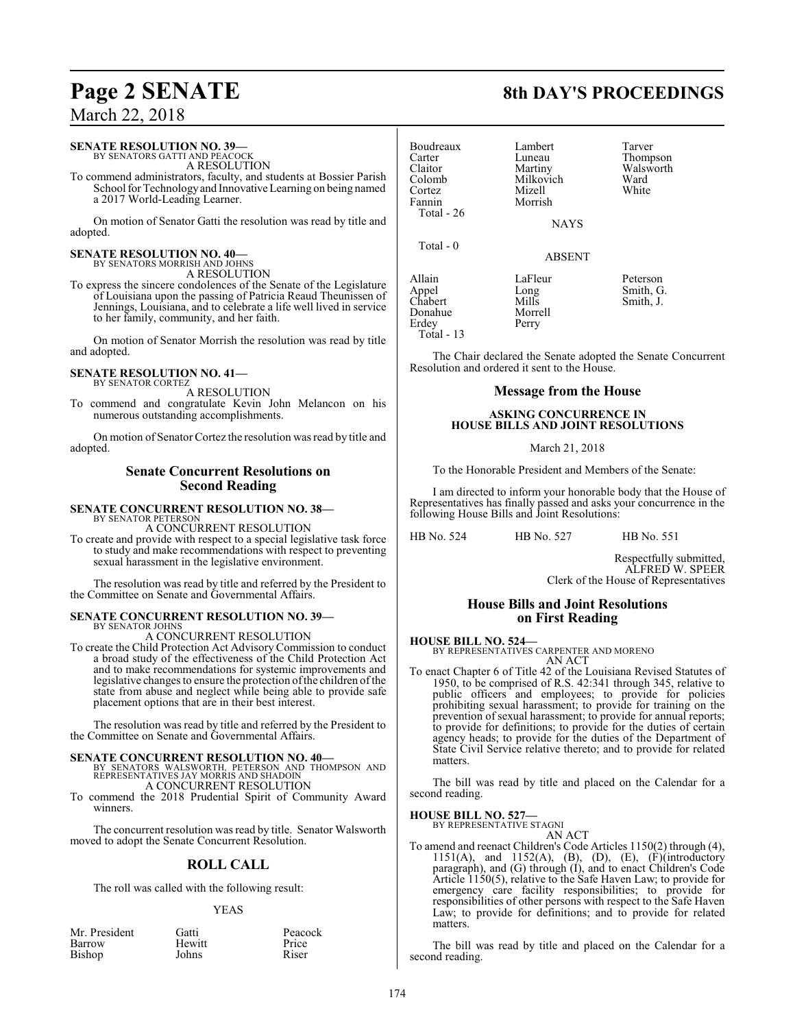**SENATE RESOLUTION NO. 39—**
BY SENATORS GATTI AND PEACOCK

A RESOLUTION

To commend administrators, faculty, and students at Bossier Parish School for Technology and Innovative Learning on being named a 2017 World-Leading Learner.

On motion of Senator Gatti the resolution was read by title and adopted.

**SENATE RESOLUTION NO. 40—**
BY SENATORS MORRISH AND JOHNS

A RESOLUTION

To express the sincere condolences of the Senate of the Legislature of Louisiana upon the passing of Patricia Reaud Theunissen of Jennings, Louisiana, and to celebrate a life well lived in service to her family, community, and her faith.

On motion of Senator Morrish the resolution was read by title and adopted.

**SENATE RESOLUTION NO. 41—**
BY SENATOR CORTEZ

A RESOLUTION

To commend and congratulate Kevin John Melancon on his numerous outstanding accomplishments.

On motion of Senator Cortez the resolution was read by title and adopted.

## Senate Concurrent Resolutions on Second Reading

**SENATE CONCURRENT RESOLUTION NO. 38—**
BY SENATOR PETERSON

A CONCURRENT RESOLUTION

To create and provide with respect to a special legislative task force to study and make recommendations with respect to preventing sexual harassment in the legislative environment.

The resolution was read by title and referred by the President to the Committee on Senate and Governmental Affairs.

**SENATE CONCURRENT RESOLUTION NO. 39—**
BY SENATOR JOHNS

A CONCURRENT RESOLUTION

To create the Child Protection Act Advisory Commission to conduct a broad study of the effectiveness of the Child Protection Act and to make recommendations for systemic improvements and legislative changes to ensure the protection of the children of the state from abuse and neglect while being able to provide safe placement options that are in their best interest.

The resolution was read by title and referred by the President to the Committee on Senate and Governmental Affairs.

**SENATE CONCURRENT RESOLUTION NO. 40—**
BY SENATORS WALSWORTH, PETERSON AND THOMPSON AND REPRESENTATIVES JAY MORRIS AND SHADOIN

A CONCURRENT RESOLUTION

To commend the 2018 Prudential Spirit of Community Award winners.

The concurrent resolution was read by title. Senator Walsworth moved to adopt the Senate Concurrent Resolution.

## ROLL CALL

The roll was called with the following result:

YEAS

| | | |
|---|---|---|
| Mr. President | Gatti | Peacock |
| Barrow | Hewitt | Price |
| Bishop | Johns | Riser |
| Boudreaux | Lambert | Tarver |
| Carter | Luneau | Thompson |
| Claitor | Martiny | Walsworth |
| Colomb | Milkovich | Ward |
| Cortez | Mizell | White |
| Fannin | Morrish | |
| Total - 26 | | |

NAYS

Total - 0

ABSENT

| | | |
|---|---|---|
| Allain | LaFleur | Peterson |
| Appel | Long | Smith, G. |
| Chabert | Mills | Smith, J. |
| Donahue | Morrell | |
| Erdey | Perry | |
| Total - 13 | | |

The Chair declared the Senate adopted the Senate Concurrent Resolution and ordered it sent to the House.

## Message from the House

**ASKING CONCURRENCE IN HOUSE BILLS AND JOINT RESOLUTIONS**

March 21, 2018

To the Honorable President and Members of the Senate:

I am directed to inform your honorable body that the House of Representatives has finally passed and asks your concurrence in the following House Bills and Joint Resolutions:

HB No. 524 HB No. 527 HB No. 551

Respectfully submitted,
ALFRED W. SPEER
Clerk of the House of Representatives

## House Bills and Joint Resolutions on First Reading

**HOUSE BILL NO. 524—**
BY REPRESENTATIVES CARPENTER AND MORENO

AN ACT

To enact Chapter 6 of Title 42 of the Louisiana Revised Statutes of 1950, to be comprised of R.S. 42:341 through 345, relative to public officers and employees; to provide for policies prohibiting sexual harassment; to provide for training on the prevention of sexual harassment; to provide for annual reports; to provide for definitions; to provide for the duties of certain agency heads; to provide for the duties of the Department of State Civil Service relative thereto; and to provide for related matters.

The bill was read by title and placed on the Calendar for a second reading.

**HOUSE BILL NO. 527—**
BY REPRESENTATIVE STAGNI

AN ACT

To amend and reenact Children's Code Articles 1150(2) through (4), 1151(A), and 1152(A), (B), (D), (E), (F)(introductory paragraph), and (G) through (I), and to enact Children's Code Article 1150(5), relative to the Safe Haven Law; to provide for emergency care facility responsibilities; to provide for responsibilities of other persons with respect to the Safe Haven Law; to provide for definitions; and to provide for related matters.

The bill was read by title and placed on the Calendar for a second reading.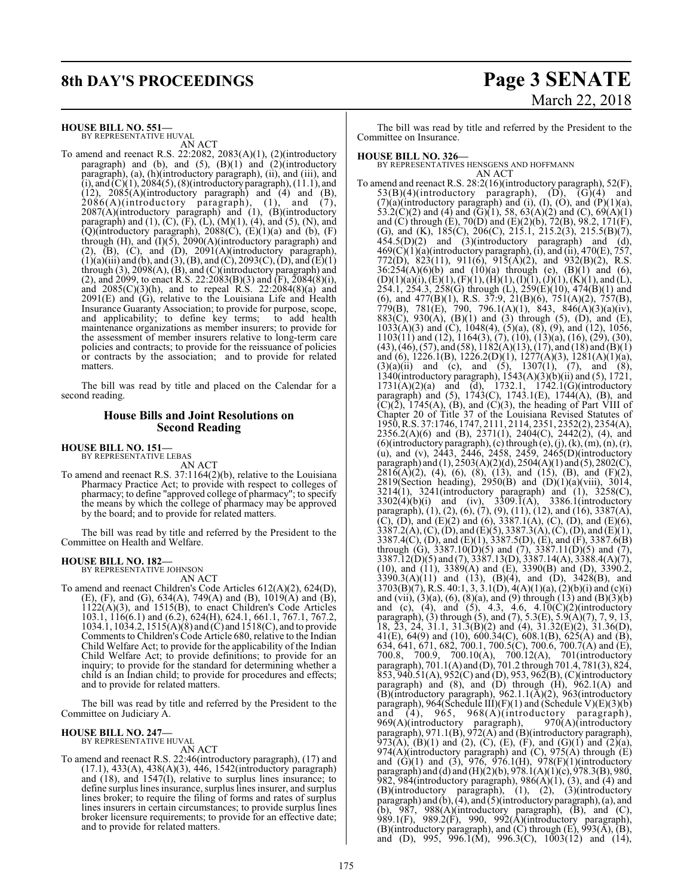**HOUSE BILL NO. 551—**
BY REPRESENTATIVE HUVAL
AN ACT

To amend and reenact R.S. 22:2082, 2083(A)(1), (2)(introductory paragraph) and (b), and (5), (B)(1) and (2)(introductory paragraph), (a), (h)(introductory paragraph), (ii), and (iii), and (i), and (C)(1), 2084(5), (8)(introductory paragraph), (11.1), and (12), 2085(A)(introductory paragraph) and (4) and (B), 2086(A)(introductory paragraph), (1), and (7), 2087(A)(introductory paragraph) and (1), (B)(introductory paragraph) and (1), (C), (F), (L), (M)(1), (4), and (5), (N), and (Q)(introductory paragraph), 2088(C), (E)(1)(a) and (b), (F) through (H), and (I)(5), 2090(A)(introductory paragraph) and (2), (B), (C), and (D), 2091(A)(introductory paragraph), (1)(a)(iii) and (b), and (3), (B), and (C), 2093(C), (D), and (E)(1) through (3), 2098(A), (B), and (C)(introductory paragraph) and (2), and 2099, to enact R.S. 22:2083(B)(3) and (F), 2084(8)(i), and 2085(C)(3)(h), and to repeal R.S. 22:2084(8)(a) and 2091(E) and (G), relative to the Louisiana Life and Health Insurance Guaranty Association; to provide for purpose, scope, and applicability; to define key terms; to add health maintenance organizations as member insurers; to provide for the assessment of member insurers relative to long-term care policies and contracts; to provide for the reissuance of policies or contracts by the association; and to provide for related matters.

The bill was read by title and placed on the Calendar for a second reading.

## House Bills and Joint Resolutions on Second Reading

**HOUSE BILL NO. 151—**
BY REPRESENTATIVE LEBAS
AN ACT

To amend and reenact R.S. 37:1164(2)(b), relative to the Louisiana Pharmacy Practice Act; to provide with respect to colleges of pharmacy; to define "approved college of pharmacy"; to specify the means by which the college of pharmacy may be approved by the board; and to provide for related matters.

The bill was read by title and referred by the President to the Committee on Health and Welfare.

**HOUSE BILL NO. 182—**
BY REPRESENTATIVE JOHNSON
AN ACT

To amend and reenact Children's Code Articles 612(A)(2), 624(D), (E), (F), and (G), 634(A), 749(A) and (B), 1019(A) and (B), 1122(A)(3), and 1515(B), to enact Children's Code Articles 103.1, 116(6.1) and (6.2), 624(H), 624.1, 661.1, 767.1, 767.2, 1034.1, 1034.2, 1515(A)(8) and (C) and 1518(C), and to provide Comments to Children's Code Article 680, relative to the Indian Child Welfare Act; to provide for the applicability of the Indian Child Welfare Act; to provide definitions; to provide for an inquiry; to provide for the standard for determining whether a child is an Indian child; to provide for procedures and effects; and to provide for related matters.

The bill was read by title and referred by the President to the Committee on Judiciary A.

**HOUSE BILL NO. 247—**
BY REPRESENTATIVE HUVAL
AN ACT

To amend and reenact R.S. 22:46(introductory paragraph), (17) and (17.1), 433(A), 438(A)(3), 446, 1542(introductory paragraph) and (18), and 1547(I), relative to surplus lines insurance; to define surplus lines insurance, surplus lines insurer, and surplus lines broker; to require the filing of forms and rates of surplus lines insurers in certain circumstances; to provide surplus lines broker licensure requirements; to provide for an effective date; and to provide for related matters.

The bill was read by title and referred by the President to the Committee on Insurance.

**HOUSE BILL NO. 326—**
BY REPRESENTATIVES HENSGENS AND HOFFMANN
AN ACT

To amend and reenact R.S. 28:2(16)(introductory paragraph), 52(F), 53(B)(4)(introductory paragraph), (D), (G)(4) and (7)(a)(introductory paragraph) and (i), (I), (O), and (P)(1)(a), 53.2(C)(2) and (4) and (G)(1), 58, 63(A)(2) and (C), 69(A)(1) and (C) through (E), 70(D) and (E)(2)(b), 72(B), 98.2, 171(F), (G), and (K), 185(C), 206(C), 215.1, 215.2(3), 215.5(B)(7), 454.5(D)(2) and (3)(introductory paragraph) and (d), 469(C)(1)(a)(introductory paragraph), (i), and (ii), 470(E), 757, 772(D), 823(11), 911(6), 915(A)(2), and 932(B)(2), R.S. 36:254(A)(6)(b) and (10)(a) through (e), (B)(1) and (6), (D)(1)(a)(i), (E)(1), (F)(1), (H)(1), (I)(1), (J)(1), (K)(1), and (L), 254.1, 254.3, 258(G) through (L), 259(E)(10), 474(B)(1) and (6), and 477(B)(1), R.S. 37:9, 21(B)(6), 751(A)(2), 757(B), 779(B), 781(E), 790, 796.1(A)(1), 843, 846(A)(3)(a)(iv), 883(C), 930(A), (B)(1) and (3) through (5), (D), and (E), 1033(A)(3) and (C), 1048(4), (5)(a), (8), (9), and (12), 1056, 1103(11) and (12), 1164(3), (7), (10), (13)(a), (16), (29), (30), (43), (46), (57), and (58), 1182(A)(13), (17), and (18) and (B)(1) and (6), 1226.1(B), 1226.2(D)(1), 1277(A)(3), 1281(A)(1)(a), (3)(a)(ii) and (c), and (5), 1307(1), (7), and (8), 1340(introductory paragraph), 1543(A)(3)(b)(ii) and (5), 1721, 1731(A)(2)(a) and (d), 1732.1, 1742.1(G)(introductory paragraph) and (5), 1743(C), 1743.1(E), 1744(A), (B), and (C)(2), 1745(A), (B), and (C)(3), the heading of Part VIII of Chapter 20 of Title 37 of the Louisiana Revised Statutes of 1950, R.S. 37:1746, 1747, 2111, 2114, 2351, 2352(2), 2354(A), 2356.2(A)(6) and (B), 2371(1), 2404(C), 2442(2), (4), and (6)(introductory paragraph), (c) through (e), (j), (k), (m), (n), (r), (u), and (v), 2443, 2446, 2458, 2459, 2465(D)(introductory paragraph) and (1), 2503(A)(2)(d), 2504(A)(1) and (5), 2802(C), 2816(A)(2), (4), (6), (8), (13), and (15), (B), and (F)(2), 2819(Section heading), 2950(B) and (D)(1)(a)(viii), 3014, 3214(1), 3241(introductory paragraph) and (1), 3258(C), 3302(4)(b)(i) and (iv), 3309.1(A), 3386.1(introductory paragraph), (1), (2), (6), (7), (9), (11), (12), and (16), 3387(A), (C), (D), and (E)(2) and (6), 3387.1(A), (C), (D), and (E)(6), 3387.2(A), (C), (D), and (E)(5), 3387.3(A), (C), (D), and (E)(1), 3387.4(C), (D), and (E)(1), 3387.5(D), (E), and (F), 3387.6(B) through (G), 3387.10(D)(5) and (7), 3387.11(D)(5) and (7), 3387.12(D)(5) and (7), 3387.13(D), 3387.14(A), 3388.4(A)(7), (10), and (11), 3389(A) and (E), 3390(B) and (D), 3390.2, 3390.3(A)(11) and (13), (B)(4), and (D), 3428(B), and 3703(B)(7), R.S. 40:1, 3, 3.1(D), 4(A)(1)(a), (2)(b)(i) and (c)(i) and (vii), (3)(a), (6), (8)(a), and (9) through (13) and (B)(3)(b) and (c), (4), and (5), 4.3, 4.6, 4.10(C)(2)(introductory paragraph), (3) through (5), and (7), 5.3(E), 5.9(A)(7), 7, 9, 13, 18, 23, 24, 31.1, 31.3(B)(2) and (4), 31.32(E)(2), 31.36(D), 41(E), 64(9) and (10), 600.34(C), 608.1(B), 625(A) and (B), 634, 641, 671, 682, 700.1, 700.5(C), 700.6, 700.7(A) and (E), 700.8, 700.9, 700.10(A), 700.12(A), 701(introductory paragraph), 701.1(A) and (D), 701.2 through 701.4, 781(3), 824, 853, 940.51(A), 952(C) and (D), 953, 962(B), (C)(introductory paragraph) and (8), and (D) through (H), 962.1(A) and (B)(introductory paragraph), 962.1.1(A)(2), 963(introductory paragraph), 964(Schedule III)(F)(1) and (Schedule V)(E)(3)(b) and (4), 965, 968(A)(introductory paragraph), 969(A)(introductory paragraph), 970(A)(introductory paragraph), 971.1(B), 972(A) and (B)(introductory paragraph), 973(A), (B)(1) and (2), (C), (E), (F), and (G)(1) and (2)(a), 974(A)(introductory paragraph) and (C), 975(A) through (E) and (G)(1) and (3), 976, 976.1(H), 978(F)(1)(introductory paragraph) and (d) and (H)(2)(b), 978.1(A)(1)(c), 978.3(B), 980, 982, 984(introductory paragraph), 986(A)(1), (3), and (4) and (B)(introductory paragraph), (1), (2), (3)(introductory paragraph) and (b), (4), and (5)(introductory paragraph), (a), and (b), 987, 988(A)(introductory paragraph), (B), and (C), 989.1(F), 989.2(F), 990, 992(A)(introductory paragraph), (B)(introductory paragraph), and (C) through (E), 993(A), (B), and (D), 995, 996.1(M), 996.3(C), 1003(12) and (14),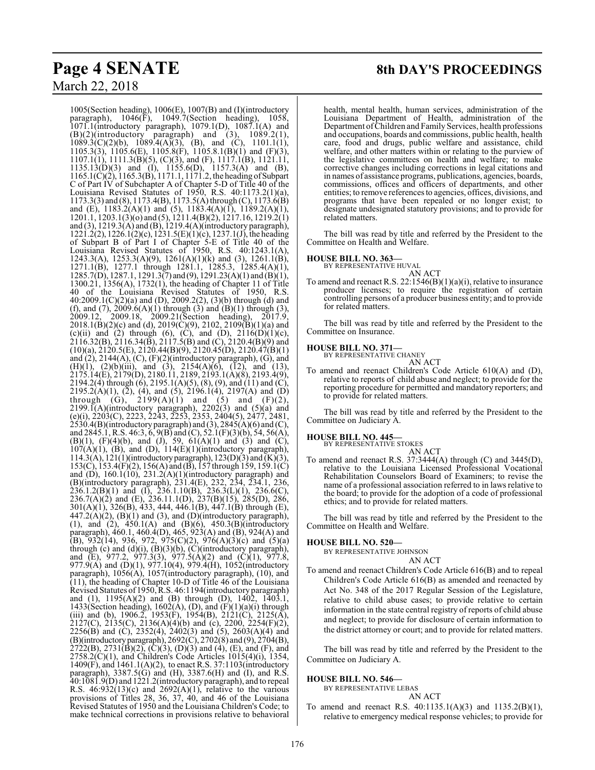1005(Section heading), 1006(E), 1007(B) and (I)(introductory paragraph), 1046(F), 1049.7(Section heading), 1058, 1071.1(introductory paragraph), 1079.1(D), 1087.1(A) and (B)(2)(introductory paragraph) and (3), 1089.2(1), 1089.3(C)(2)(b), 1089.4(A)(3), (B), and (C), 1101.1(1), 1105.3(3), 1105.6(E), 1105.8(F), 1105.8.1(B)(1) and (F)(3), 1107.1(1), 1111.3(B)(5), (C)(3), and (F), 1117.1(B), 1121.11, 1135.13(D)(3) and (I), 1155.6(D), 1157.3(A) and (B), 1165.1(C)(2), 1165.3(B), 1171.1, 1171.2, the heading of Subpart C of Part IV of Subchapter A of Chapter 5-D of Title 40 of the Louisiana Revised Statutes of 1950, R.S. 40:1173.2(1)(a), 1173.3(3) and (8), 1173.4(B), 1173.5(A) through (C), 1173.6(B) and (E), 1183.2(A)(1) and (5), 1183.4(A)(1), 1189.2(A)(1), 1201.1, 1203.1(3)(o) and (5), 1211.4(B)(2), 1217.16, 1219.2(1) and (3), 1219.3(A) and (B), 1219.4(A)(introductory paragraph), 1221.2(2), 1226.1(2)(c), 1231.5(E)(1)(c), 1237.1(J), the heading of Subpart B of Part I of Chapter 5-E of Title 40 of the Louisiana Revised Statutes of 1950, R.S. 40:1243.1(A), 1243.3(A), 1253.3(A)(9), 1261(A)(1)(k) and (3), 1261.1(B), 1271.1(B), 1277.1 through 1281.1, 1285.3, 1285.4(A)(1), 1285.7(D), 1287.1, 1291.3(7) and (9), 1291.23(A)(1) and (B)(1), 1300.21, 1356(A), 1732(1), the heading of Chapter 11 of Title 40 of the Louisiana Revised Statutes of 1950, R.S. 40:2009.1(C)(2)(a) and (D), 2009.2(2), (3)(b) through (d) and (f), and (7), 2009.6(A)(1) through (3) and (B)(1) through (3), 2009.12, 2009.18, 2009.21(Section heading), 2017.9, 2018.1(B)(2)(c) and (d), 2019(C)(9), 2102, 2109(B)(1)(a) and (c)(ii) and (2) through (6), (C), and (D), 2116(D)(1)(c), 2116.32(B), 2116.34(B), 2117.5(B) and (C), 2120.4(B)(9) and (10)(a), 2120.5(E), 2120.44(B)(9), 2120.45(D), 2120.47(B)(1) and (2), 2144(A), (C), (F)(2)(introductory paragraph), (G), and (H)(1), (2)(b)(iii), and (3), 2154(A)(6), (12), and (13), 2175.14(E), 2179(D), 2180.11, 2189, 2193.1(A)(8), 2193.4(9), 2194.2(4) through (6), 2195.1(A)(5), (8), (9), and (11) and (C), 2195.2(A)(1), (2), (4), and (5), 2196.1(4), 2197(A) and (D) through (G), 2199(A)(1) and (5) and (F)(2), 2199.1(A)(introductory paragraph), 2202(3) and (5)(a) and (e)(i), 2203(C), 2223, 2243, 2253, 2353, 2404(5), 2477, 2481, 2530.4(B)(introductory paragraph) and (3), 2845(A)(6) and (C), and 2845.1, R.S. 46:3, 6, 9(B) and (C), 52.1(F)(3)(b), 54, 56(A), (B)(1), (F)(4)(b), and (J), 59, 61(A)(1) and (3) and (C), 107(A)(1), (B), and (D), 114(E)(1)(introductory paragraph), 114.3(A), 121(1)(introductory paragraph), 123(D)(3) and (K)(3), 153(C), 153.4(F)(2), 156(A) and (B), 157 through 159, 159.1(C) and (D), 160.1(10), 231.2(A)(1)(introductory paragraph) and (B)(introductory paragraph), 231.4(E), 232, 234, 234.1, 236, 236.1.2(B)(1) and (I), 236.1.10(B), 236.3(L)(1), 236.6(C), 236.7(A)(2) and (E), 236.11.1(D), 237(B)(15), 285(D), 286, 301(A)(1), 326(B), 433, 444, 446.1(B), 447.1(B) through (E), 447.2(A)(2), (B)(1) and (3), and (D)(introductory paragraph), (1), and (2), 450.1(A) and (B)(6), 450.3(B)(introductory paragraph), 460.1, 460.4(D), 465, 923(A) and (B), 924(A) and (B), 932(14), 936, 972, 975(C)(2), 976(A)(3)(c) and (5)(a) through (c) and (d)(i), (B)(3)(b), (C)(introductory paragraph), and (E), 977.2, 977.3(3), 977.5(A)(2) and (C)(1), 977.8, 977.9(A) and (D)(1), 977.10(4), 979.4(H), 1052(introductory paragraph), 1056(A), 1057(introductory paragraph), (10), and (11), the heading of Chapter 10-D of Title 46 of the Louisiana Revised Statutes of 1950, R.S. 46:1194(introductory paragraph) and (1), 1195(A)(2) and (B) through (D), 1402, 1403.1, 1433(Section heading), 1602(A), (D), and (F)(1)(a)(i) through (iii) and (b), 1906.2, 1953(F), 1954(B), 2121(C), 2125(A), 2127(C), 2135(C), 2136(A)(4)(b) and (c), 2200, 2254(F)(2), 2256(B) and (C), 2352(4), 2402(3) and (5), 2603(A)(4) and (B)(introductory paragraph), 2692(C), 2702(8) and (9), 2704(B), 2722(B), 2731(B)(2), (C)(3), (D)(3) and (4), (E), and (F), and 2758.2(C)(1), and Children's Code Articles 1015(4)(i), 1354, 1409(F), and 1461.1(A)(2), to enact R.S. 37:1103(introductory paragraph), 3387.5(G) and (H), 3387.6(H) and (I), and R.S. 40:1081.9(D) and 1221.2(introductory paragraph), and to repeal R.S. 46:932(13)(c) and 2692(A)(1), relative to the various provisions of Titles 28, 36, 37, 40, and 46 of the Louisiana Revised Statutes of 1950 and the Louisiana Children's Code; to make technical corrections in provisions relative to behavioral health, mental health, human services, administration of the Louisiana Department of Health, administration of the Department of Children and Family Services, health professions and occupations, boards and commissions, public health, health care, food and drugs, public welfare and assistance, child welfare, and other matters within or relating to the purview of the legislative committees on health and welfare; to make corrective changes including corrections in legal citations and in names of assistance programs, publications, agencies, boards, commissions, offices and officers of departments, and other entities; to remove references to agencies, offices, divisions, and programs that have been repealed or no longer exist; to designate undesignated statutory provisions; and to provide for related matters.

The bill was read by title and referred by the President to the Committee on Health and Welfare.

**HOUSE BILL NO. 363—**
BY REPRESENTATIVE HUVAL
AN ACT

To amend and reenact R.S. 22:1546(B)(1)(a)(i), relative to insurance producer licenses; to require the registration of certain controlling persons of a producer business entity; and to provide for related matters.

The bill was read by title and referred by the President to the Committee on Insurance.

**HOUSE BILL NO. 371—**
BY REPRESENTATIVE CHANEY
AN ACT

To amend and reenact Children's Code Article 610(A) and (D), relative to reports of child abuse and neglect; to provide for the reporting procedure for permitted and mandatory reporters; and to provide for related matters.

The bill was read by title and referred by the President to the Committee on Judiciary A.

**HOUSE BILL NO. 445—**
BY REPRESENTATIVE STOKES
AN ACT

To amend and reenact R.S. 37:3444(A) through (C) and 3445(D), relative to the Louisiana Licensed Professional Vocational Rehabilitation Counselors Board of Examiners; to revise the name of a professional association referred to in laws relative to the board; to provide for the adoption of a code of professional ethics; and to provide for related matters.

The bill was read by title and referred by the President to the Committee on Health and Welfare.

**HOUSE BILL NO. 520—**
BY REPRESENTATIVE JOHNSON
AN ACT

To amend and reenact Children's Code Article 616(B) and to repeal Children's Code Article 616(B) as amended and reenacted by Act No. 348 of the 2017 Regular Session of the Legislature, relative to child abuse cases; to provide relative to certain information in the state central registry of reports of child abuse and neglect; to provide for disclosure of certain information to the district attorney or court; and to provide for related matters.

The bill was read by title and referred by the President to the Committee on Judiciary A.

**HOUSE BILL NO. 546—**
BY REPRESENTATIVE LEBAS
AN ACT

To amend and reenact R.S. 40:1135.1(A)(3) and 1135.2(B)(1), relative to emergency medical response vehicles; to provide for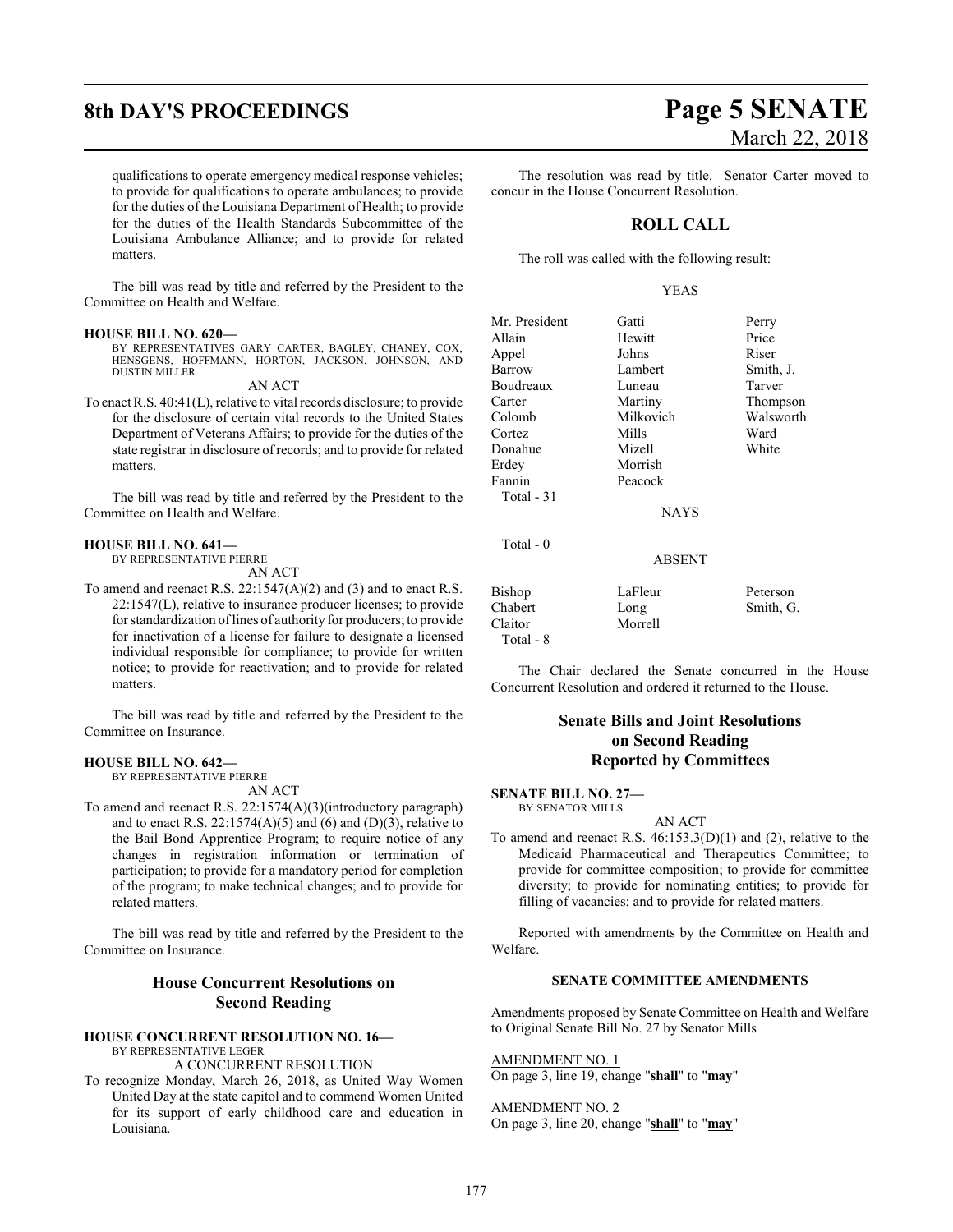qualifications to operate emergency medical response vehicles; to provide for qualifications to operate ambulances; to provide for the duties of the Louisiana Department of Health; to provide for the duties of the Health Standards Subcommittee of the Louisiana Ambulance Alliance; and to provide for related matters.

The bill was read by title and referred by the President to the Committee on Health and Welfare.

**HOUSE BILL NO. 620—**
BY REPRESENTATIVES GARY CARTER, BAGLEY, CHANEY, COX, HENSGENS, HOFFMANN, HORTON, JACKSON, JOHNSON, AND DUSTIN MILLER

AN ACT

To enact R.S. 40:41(L), relative to vital records disclosure; to provide for the disclosure of certain vital records to the United States Department of Veterans Affairs; to provide for the duties of the state registrar in disclosure of records; and to provide for related matters.

The bill was read by title and referred by the President to the Committee on Health and Welfare.

**HOUSE BILL NO. 641—**
BY REPRESENTATIVE PIERRE

AN ACT

To amend and reenact R.S. 22:1547(A)(2) and (3) and to enact R.S. 22:1547(L), relative to insurance producer licenses; to provide for standardization of lines of authority for producers; to provide for inactivation of a license for failure to designate a licensed individual responsible for compliance; to provide for written notice; to provide for reactivation; and to provide for related matters.

The bill was read by title and referred by the President to the Committee on Insurance.

**HOUSE BILL NO. 642—**
BY REPRESENTATIVE PIERRE

AN ACT

To amend and reenact R.S. 22:1574(A)(3)(introductory paragraph) and to enact R.S. 22:1574(A)(5) and (6) and (D)(3), relative to the Bail Bond Apprentice Program; to require notice of any changes in registration information or termination of participation; to provide for a mandatory period for completion of the program; to make technical changes; and to provide for related matters.

The bill was read by title and referred by the President to the Committee on Insurance.

## House Concurrent Resolutions on Second Reading

**HOUSE CONCURRENT RESOLUTION NO. 16—**
BY REPRESENTATIVE LEGER

A CONCURRENT RESOLUTION

To recognize Monday, March 26, 2018, as United Way Women United Day at the state capitol and to commend Women United for its support of early childhood care and education in Louisiana.

The resolution was read by title. Senator Carter moved to concur in the House Concurrent Resolution.

## ROLL CALL

The roll was called with the following result:

YEAS

| | | |
|---|---|---|
| Mr. President | Gatti | Perry |
| Allain | Hewitt | Price |
| Appel | Johns | Riser |
| Barrow | Lambert | Smith, J. |
| Boudreaux | Luneau | Tarver |
| Carter | Martiny | Thompson |
| Colomb | Milkovich | Walsworth |
| Cortez | Mills | Ward |
| Donahue | Mizell | White |
| Erdey | Morrish | |
| Fannin | Peacock | |

Total - 31

NAYS

Total - 0

ABSENT

| | | |
|---|---|---|
| Bishop | LaFleur | Peterson |
| Chabert | Long | Smith, G. |
| Claitor | Morrell | |

Total - 8

The Chair declared the Senate concurred in the House Concurrent Resolution and ordered it returned to the House.

## Senate Bills and Joint Resolutions on Second Reading Reported by Committees

**SENATE BILL NO. 27—**
BY SENATOR MILLS

AN ACT

To amend and reenact R.S. 46:153.3(D)(1) and (2), relative to the Medicaid Pharmaceutical and Therapeutics Committee; to provide for committee composition; to provide for committee diversity; to provide for nominating entities; to provide for filling of vacancies; and to provide for related matters.

Reported with amendments by the Committee on Health and Welfare.

### SENATE COMMITTEE AMENDMENTS

Amendments proposed by Senate Committee on Health and Welfare to Original Senate Bill No. 27 by Senator Mills

AMENDMENT NO. 1
On page 3, line 19, change "**shall**" to "**may**"

AMENDMENT NO. 2
On page 3, line 20, change "**shall**" to "**may**"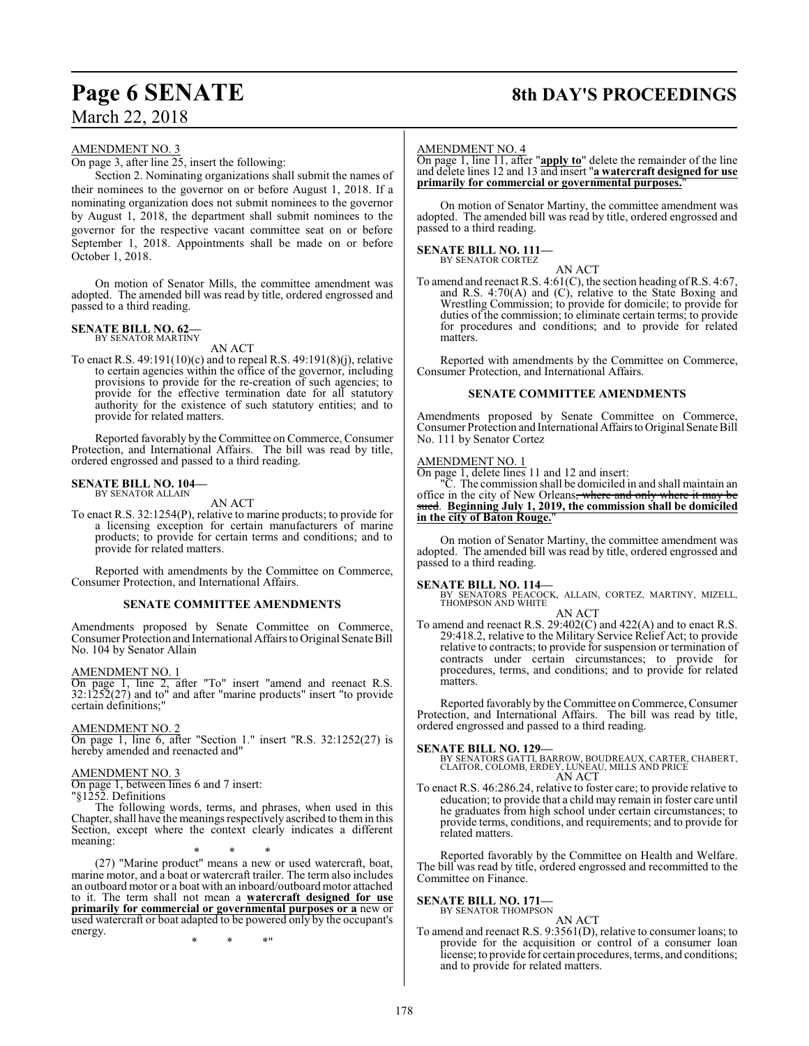AMENDMENT NO. 3

On page 3, after line 25, insert the following:

Section 2. Nominating organizations shall submit the names of their nominees to the governor on or before August 1, 2018. If a nominating organization does not submit nominees to the governor by August 1, 2018, the department shall submit nominees to the governor for the respective vacant committee seat on or before September 1, 2018. Appointments shall be made on or before October 1, 2018.

On motion of Senator Mills, the committee amendment was adopted. The amended bill was read by title, ordered engrossed and passed to a third reading.

**SENATE BILL NO. 62—**
BY SENATOR MARTINY

AN ACT

To enact R.S. 49:191(10)(c) and to repeal R.S. 49:191(8)(j), relative to certain agencies within the office of the governor, including provisions to provide for the re-creation of such agencies; to provide for the effective termination date for all statutory authority for the existence of such statutory entities; and to provide for related matters.

Reported favorably by the Committee on Commerce, Consumer Protection, and International Affairs. The bill was read by title, ordered engrossed and passed to a third reading.

**SENATE BILL NO. 104—**
BY SENATOR ALLAIN

AN ACT

To enact R.S. 32:1254(P), relative to marine products; to provide for a licensing exception for certain manufacturers of marine products; to provide for certain terms and conditions; and to provide for related matters.

Reported with amendments by the Committee on Commerce, Consumer Protection, and International Affairs.

**SENATE COMMITTEE AMENDMENTS**

Amendments proposed by Senate Committee on Commerce, Consumer Protection and International Affairs to Original Senate Bill No. 104 by Senator Allain

AMENDMENT NO. 1

On page 1, line 2, after "To" insert "amend and reenact R.S. 32:1252(27) and to" and after "marine products" insert "to provide certain definitions;"

AMENDMENT NO. 2

On page 1, line 6, after "Section 1." insert "R.S. 32:1252(27) is hereby amended and reenacted and"

AMENDMENT NO. 3

On page 1, between lines 6 and 7 insert:

"§1252. Definitions

The following words, terms, and phrases, when used in this Chapter, shall have the meanings respectively ascribed to them in this Section, except where the context clearly indicates a different meaning:

\* \* \*

(27) "Marine product" means a new or used watercraft, boat, marine motor, and a boat or watercraft trailer. The term also includes an outboard motor or a boat with an inboard/outboard motor attached to it. The term shall not mean a **watercraft designed for use primarily for commercial or governmental purposes or a** new or used watercraft or boat adapted to be powered only by the occupant's energy.

\* \* \*"

AMENDMENT NO. 4

On page 1, line 11, after "**apply to**" delete the remainder of the line and delete lines 12 and 13 and insert "**a watercraft designed for use primarily for commercial or governmental purposes.**"

On motion of Senator Martiny, the committee amendment was adopted. The amended bill was read by title, ordered engrossed and passed to a third reading.

**SENATE BILL NO. 111—**
BY SENATOR CORTEZ

AN ACT

To amend and reenact R.S. 4:61(C), the section heading of R.S. 4:67, and R.S. 4:70(A) and (C), relative to the State Boxing and Wrestling Commission; to provide for domicile; to provide for duties of the commission; to eliminate certain terms; to provide for procedures and conditions; and to provide for related matters.

Reported with amendments by the Committee on Commerce, Consumer Protection, and International Affairs.

**SENATE COMMITTEE AMENDMENTS**

Amendments proposed by Senate Committee on Commerce, Consumer Protection and International Affairs to Original Senate Bill No. 111 by Senator Cortez

AMENDMENT NO. 1

On page 1, delete lines 11 and 12 and insert:

"C. The commission shall be domiciled in and shall maintain an office in the city of New Orleans~~, where and only where it may be sued~~. **Beginning July 1, 2019, the commission shall be domiciled in the city of Baton Rouge.**"

On motion of Senator Martiny, the committee amendment was adopted. The amended bill was read by title, ordered engrossed and passed to a third reading.

**SENATE BILL NO. 114—**
BY SENATORS PEACOCK, ALLAIN, CORTEZ, MARTINY, MIZELL, THOMPSON AND WHITE

AN ACT

To amend and reenact R.S. 29:402(C) and 422(A) and to enact R.S. 29:418.2, relative to the Military Service Relief Act; to provide relative to contracts; to provide for suspension or termination of contracts under certain circumstances; to provide for procedures, terms, and conditions; and to provide for related matters.

Reported favorably by the Committee on Commerce, Consumer Protection, and International Affairs. The bill was read by title, ordered engrossed and passed to a third reading.

**SENATE BILL NO. 129—**
BY SENATORS GATTI, BARROW, BOUDREAUX, CARTER, CHABERT, CLAITOR, COLOMB, ERDEY, LUNEAU, MILLS AND PRICE

AN ACT

To enact R.S. 46:286.24, relative to foster care; to provide relative to education; to provide that a child may remain in foster care until he graduates from high school under certain circumstances; to provide terms, conditions, and requirements; and to provide for related matters.

Reported favorably by the Committee on Health and Welfare. The bill was read by title, ordered engrossed and recommitted to the Committee on Finance.

**SENATE BILL NO. 171—**
BY SENATOR THOMPSON

AN ACT

To amend and reenact R.S. 9:3561(D), relative to consumer loans; to provide for the acquisition or control of a consumer loan license; to provide for certain procedures, terms, and conditions; and to provide for related matters.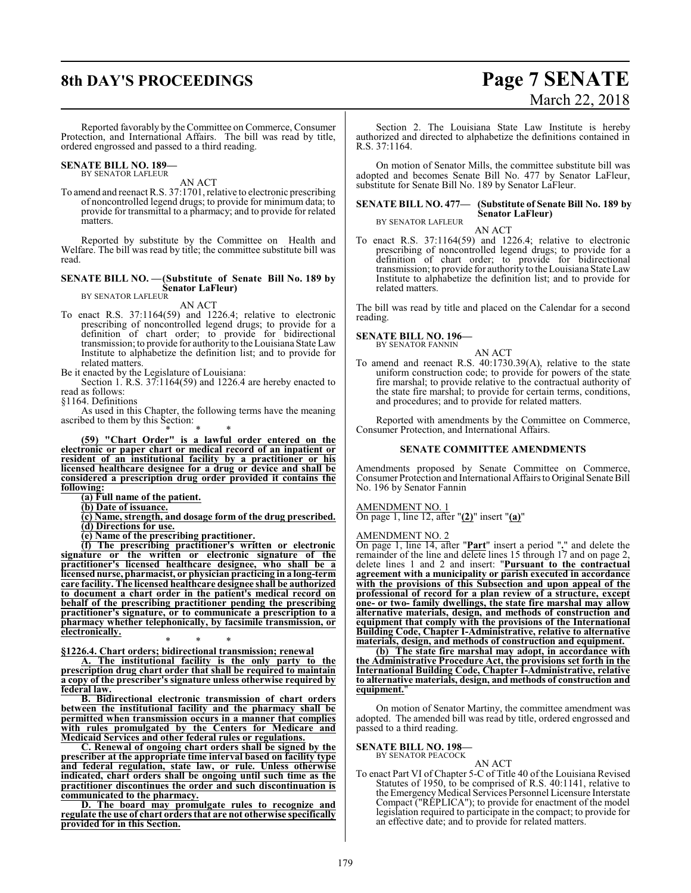Reported favorably by the Committee on Commerce, Consumer Protection, and International Affairs. The bill was read by title, ordered engrossed and passed to a third reading.

**SENATE BILL NO. 189—**
BY SENATOR LAFLEUR

AN ACT

To amend and reenact R.S. 37:1701, relative to electronic prescribing of noncontrolled legend drugs; to provide for minimum data; to provide for transmittal to a pharmacy; and to provide for related matters.

Reported by substitute by the Committee on Health and Welfare. The bill was read by title; the committee substitute bill was read.

**SENATE BILL NO. —(Substitute of Senate Bill No. 189 by Senator LaFleur)**
BY SENATOR LAFLEUR

AN ACT

To enact R.S. 37:1164(59) and 1226.4; relative to electronic prescribing of noncontrolled legend drugs; to provide for a definition of chart order; to provide for bidirectional transmission; to provide for authority to the Louisiana State Law Institute to alphabetize the definition list; and to provide for related matters.

Be it enacted by the Legislature of Louisiana:

Section 1. R.S. 37:1164(59) and 1226.4 are hereby enacted to read as follows:

§1164. Definitions

As used in this Chapter, the following terms have the meaning ascribed to them by this Section:

\* \* \*

**(59) "Chart Order" is a lawful order entered on the electronic or paper chart or medical record of an inpatient or resident of an institutional facility by a practitioner or his licensed healthcare designee for a drug or device and shall be considered a prescription drug order provided it contains the following:**

**(a) Full name of the patient.**

**(b) Date of issuance.**

**(c) Name, strength, and dosage form of the drug prescribed.**

**(d) Directions for use.**

**(e) Name of the prescribing practitioner.**

**(f) The prescribing practitioner's written or electronic signature or the written or electronic signature of the practitioner's licensed healthcare designee, who shall be a licensed nurse, pharmacist, or physician practicing in a long-term care facility. The licensed healthcare designee shall be authorized to document a chart order in the patient's medical record on behalf of the prescribing practitioner pending the prescribing practitioner's signature, or to communicate a prescription to a pharmacy whether telephonically, by facsimile transmission, or electronically.**

\* \* \*

**§1226.4. Chart orders; bidirectional transmission; renewal**

**A. The institutional facility is the only party to the prescription drug chart order that shall be required to maintain a copy of the prescriber's signature unless otherwise required by federal law.**

**B. Bidirectional electronic transmission of chart orders between the institutional facility and the pharmacy shall be permitted when transmission occurs in a manner that complies with rules promulgated by the Centers for Medicare and Medicaid Services and other federal rules or regulations.**

**C. Renewal of ongoing chart orders shall be signed by the prescriber at the appropriate time interval based on facility type and federal regulation, state law, or rule. Unless otherwise indicated, chart orders shall be ongoing until such time as the practitioner discontinues the order and such discontinuation is communicated to the pharmacy.**

**D. The board may promulgate rules to recognize and regulate the use of chart orders that are not otherwise specifically provided for in this Section.**

Section 2. The Louisiana State Law Institute is hereby authorized and directed to alphabetize the definitions contained in R.S. 37:1164.

On motion of Senator Mills, the committee substitute bill was adopted and becomes Senate Bill No. 477 by Senator LaFleur, substitute for Senate Bill No. 189 by Senator LaFleur.

**SENATE BILL NO. 477— (Substitute of Senate Bill No. 189 by Senator LaFleur)**
BY SENATOR LAFLEUR

AN ACT

To enact R.S. 37:1164(59) and 1226.4; relative to electronic prescribing of noncontrolled legend drugs; to provide for a definition of chart order; to provide for bidirectional transmission; to provide for authority to the Louisiana State Law Institute to alphabetize the definition list; and to provide for related matters.

The bill was read by title and placed on the Calendar for a second reading.

**SENATE BILL NO. 196—**
BY SENATOR FANNIN

AN ACT

To amend and reenact R.S. 40:1730.39(A), relative to the state uniform construction code; to provide for powers of the state fire marshal; to provide relative to the contractual authority of the state fire marshal; to provide for certain terms, conditions, and procedures; and to provide for related matters.

Reported with amendments by the Committee on Commerce, Consumer Protection, and International Affairs.

**SENATE COMMITTEE AMENDMENTS**

Amendments proposed by Senate Committee on Commerce, Consumer Protection and International Affairs to Original Senate Bill No. 196 by Senator Fannin

AMENDMENT NO. 1

On page 1, line 12, after "**(2)**" insert "**(a)**"

AMENDMENT NO. 2

On page 1, line 14, after "**Part**" insert a period "**.**" and delete the remainder of the line and delete lines 15 through 17 and on page 2, delete lines 1 and 2 and insert: "**Pursuant to the contractual agreement with a municipality or parish executed in accordance with the provisions of this Subsection and upon appeal of the professional of record for a plan review of a structure, except one- or two- family dwellings, the state fire marshal may allow alternative materials, design, and methods of construction and equipment that comply with the provisions of the International Building Code, Chapter I-Administrative, relative to alternative materials, design, and methods of construction and equipment.**

**(b) The state fire marshal may adopt, in accordance with the Administrative Procedure Act, the provisions set forth in the International Building Code, Chapter I-Administrative, relative to alternative materials, design, and methods of construction and equipment.**"

On motion of Senator Martiny, the committee amendment was adopted. The amended bill was read by title, ordered engrossed and passed to a third reading.

**SENATE BILL NO. 198—**
BY SENATOR PEACOCK

AN ACT

To enact Part VI of Chapter 5-C of Title 40 of the Louisiana Revised Statutes of 1950, to be comprised of R.S. 40:1141, relative to the Emergency Medical Services Personnel Licensure Interstate Compact ("REPLICA"); to provide for enactment of the model legislation required to participate in the compact; to provide for an effective date; and to provide for related matters.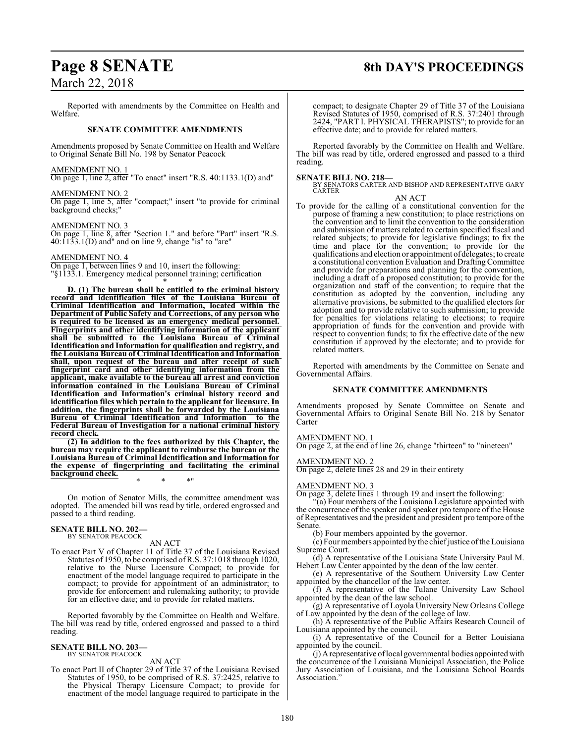Reported with amendments by the Committee on Health and Welfare.

**SENATE COMMITTEE AMENDMENTS**

Amendments proposed by Senate Committee on Health and Welfare to Original Senate Bill No. 198 by Senator Peacock

AMENDMENT NO. 1
On page 1, line 2, after "To enact" insert "R.S. 40:1133.1(D) and"

AMENDMENT NO. 2
On page 1, line 5, after "compact;" insert "to provide for criminal background checks;"

AMENDMENT NO. 3
On page 1, line 8, after "Section 1." and before "Part" insert "R.S. 40:1133.1(D) and" and on line 9, change "is" to "are"

AMENDMENT NO. 4
On page 1, between lines 9 and 10, insert the following:
"§1133.1. Emergency medical personnel training; certification

\* \* \*

**D. (1) The bureau shall be entitled to the criminal history record and identification files of the Louisiana Bureau of Criminal Identification and Information, located within the Department of Public Safety and Corrections, of any person who is required to be licensed as an emergency medical personnel. Fingerprints and other identifying information of the applicant shall be submitted to the Louisiana Bureau of Criminal Identification and Information for qualification and registry, and the Louisiana Bureau of Criminal Identification and Information shall, upon request of the bureau and after receipt of such fingerprint card and other identifying information from the applicant, make available to the bureau all arrest and conviction information contained in the Louisiana Bureau of Criminal Identification and Information's criminal history record and identification files which pertain to the applicant for licensure. In addition, the fingerprints shall be forwarded by the Louisiana Bureau of Criminal Identification and Information to the Federal Bureau of Investigation for a national criminal history record check.**

**(2) In addition to the fees authorized by this Chapter, the bureau may require the applicant to reimburse the bureau or the Louisiana Bureau of Criminal Identification and Information for the expense of fingerprinting and facilitating the criminal background check.**

\* \* \*"

On motion of Senator Mills, the committee amendment was adopted. The amended bill was read by title, ordered engrossed and passed to a third reading.

**SENATE BILL NO. 202—**
BY SENATOR PEACOCK

AN ACT

To enact Part V of Chapter 11 of Title 37 of the Louisiana Revised Statutes of 1950, to be comprised of R.S. 37:1018 through 1020, relative to the Nurse Licensure Compact; to provide for enactment of the model language required to participate in the compact; to provide for appointment of an administrator; to provide for enforcement and rulemaking authority; to provide for an effective date; and to provide for related matters.

Reported favorably by the Committee on Health and Welfare. The bill was read by title, ordered engrossed and passed to a third reading.

**SENATE BILL NO. 203—**
BY SENATOR PEACOCK

AN ACT

To enact Part II of Chapter 29 of Title 37 of the Louisiana Revised Statutes of 1950, to be comprised of R.S. 37:2425, relative to the Physical Therapy Licensure Compact; to provide for enactment of the model language required to participate in the compact; to designate Chapter 29 of Title 37 of the Louisiana Revised Statutes of 1950, comprised of R.S. 37:2401 through 2424, "PART I. PHYSICAL THERAPISTS"; to provide for an effective date; and to provide for related matters.

Reported favorably by the Committee on Health and Welfare. The bill was read by title, ordered engrossed and passed to a third reading.

**SENATE BILL NO. 218—**
BY SENATORS CARTER AND BISHOP AND REPRESENTATIVE GARY CARTER

AN ACT

To provide for the calling of a constitutional convention for the purpose of framing a new constitution; to place restrictions on the convention and to limit the convention to the consideration and submission of matters related to certain specified fiscal and related subjects; to provide for legislative findings; to fix the time and place for the convention; to provide for the qualifications and election or appointment of delegates; to create a constitutional convention Evaluation and Drafting Committee and provide for preparations and planning for the convention, including a draft of a proposed constitution; to provide for the organization and staff of the convention; to require that the constitution as adopted by the convention, including any alternative provisions, be submitted to the qualified electors for adoption and to provide relative to such submission; to provide for penalties for violations relating to elections; to require appropriation of funds for the convention and provide with respect to convention funds; to fix the effective date of the new constitution if approved by the electorate; and to provide for related matters.

Reported with amendments by the Committee on Senate and Governmental Affairs.

**SENATE COMMITTEE AMENDMENTS**

Amendments proposed by Senate Committee on Senate and Governmental Affairs to Original Senate Bill No. 218 by Senator Carter

AMENDMENT NO. 1
On page 2, at the end of line 26, change "thirteen" to "nineteen"

AMENDMENT NO. 2
On page 2, delete lines 28 and 29 in their entirety

AMENDMENT NO. 3
On page 3, delete lines 1 through 19 and insert the following:

"(a) Four members of the Louisiana Legislature appointed with the concurrence of the speaker and speaker pro tempore of the House of Representatives and the president and president pro tempore of the Senate.

(b) Four members appointed by the governor.

(c) Four members appointed by the chief justice of the Louisiana Supreme Court.

(d) A representative of the Louisiana State University Paul M. Hebert Law Center appointed by the dean of the law center.

(e) A representative of the Southern University Law Center appointed by the chancellor of the law center.

(f) A representative of the Tulane University Law School appointed by the dean of the law school.

(g) A representative of Loyola University New Orleans College of Law appointed by the dean of the college of law.

(h) A representative of the Public Affairs Research Council of Louisiana appointed by the council.

(i) A representative of the Council for a Better Louisiana appointed by the council.

(j) A representative of local governmental bodies appointed with the concurrence of the Louisiana Municipal Association, the Police Jury Association of Louisiana, and the Louisiana School Boards Association."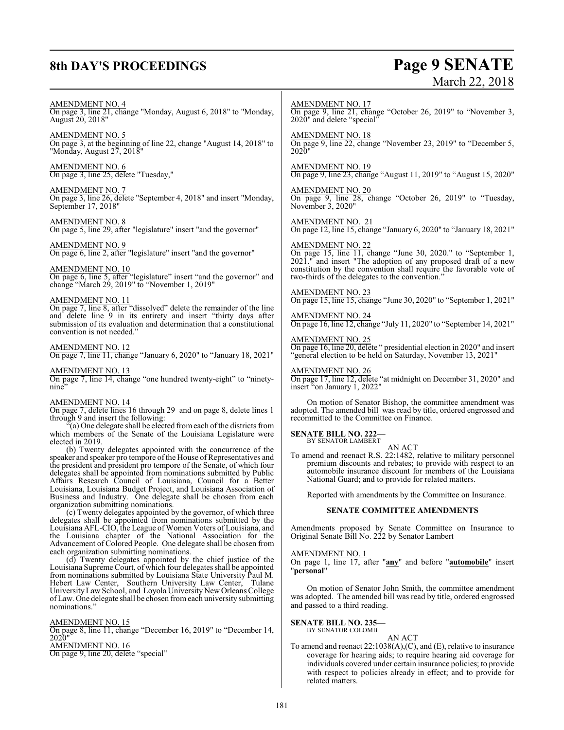AMENDMENT NO. 4
On page 3, line 21, change "Monday, August 6, 2018" to "Monday, August 20, 2018"

AMENDMENT NO. 5
On page 3, at the beginning of line 22, change "August 14, 2018" to "Monday, August 27, 2018"

AMENDMENT NO. 6
On page 3, line 25, delete "Tuesday,"

AMENDMENT NO. 7
On page 3, line 26, delete "September 4, 2018" and insert "Monday, September 17, 2018"

AMENDMENT NO. 8
On page 5, line 29, after "legislature" insert "and the governor"

AMENDMENT NO. 9
On page 6, line 2, after "legislature" insert "and the governor"

AMENDMENT NO. 10
On page 6, line 5, after "legislature" insert "and the governor" and change "March 29, 2019" to "November 1, 2019"

AMENDMENT NO. 11
On page 7, line 8, after "dissolved" delete the remainder of the line and delete line 9 in its entirety and insert "thirty days after submission of its evaluation and determination that a constitutional convention is not needed."

AMENDMENT NO. 12
On page 7, line 11, change "January 6, 2020" to "January 18, 2021"

AMENDMENT NO. 13
On page 7, line 14, change "one hundred twenty-eight" to "ninety-nine"

AMENDMENT NO. 14
On page 7, delete lines 16 through 29 and on page 8, delete lines 1 through 9 and insert the following:

"(a) One delegate shall be elected from each of the districts from which members of the Senate of the Louisiana Legislature were elected in 2019.

(b) Twenty delegates appointed with the concurrence of the speaker and speaker pro tempore of the House of Representatives and the president and president pro tempore of the Senate, of which four delegates shall be appointed from nominations submitted by Public Affairs Research Council of Louisiana, Council for a Better Louisiana, Louisiana Budget Project, and Louisiana Association of Business and Industry. One delegate shall be chosen from each organization submitting nominations.

(c) Twenty delegates appointed by the governor, of which three delegates shall be appointed from nominations submitted by the Louisiana AFL-CIO, the League of Women Voters of Louisiana, and the Louisiana chapter of the National Association for the Advancement of Colored People. One delegate shall be chosen from each organization submitting nominations.

(d) Twenty delegates appointed by the chief justice of the Louisiana Supreme Court, of which four delegates shall be appointed from nominations submitted by Louisiana State University Paul M. Hebert Law Center, Southern University Law Center, Tulane University Law School, and Loyola University New Orleans College of Law. One delegate shall be chosen from each university submitting nominations."

AMENDMENT NO. 15
On page 8, line 11, change "December 16, 2019" to "December 14, 2020"

AMENDMENT NO. 16
On page 9, line 20, delete "special"

AMENDMENT NO. 17
On page 9, line 21, change "October 26, 2019" to "November 3, 2020" and delete "special"

AMENDMENT NO. 18
On page 9, line 22, change "November 23, 2019" to "December 5, 2020"

AMENDMENT NO. 19
On page 9, line 23, change "August 11, 2019" to "August 15, 2020"

AMENDMENT NO. 20
On page 9, line 28, change "October 26, 2019" to "Tuesday, November 3, 2020"

AMENDMENT NO. 21
On page 12, line 15, change "January 6, 2020" to "January 18, 2021"

AMENDMENT NO. 22
On page 15, line 11, change "June 30, 2020." to "September 1, 2021." and insert "The adoption of any proposed draft of a new constitution by the convention shall require the favorable vote of two-thirds of the delegates to the convention."

AMENDMENT NO. 23
On page 15, line 15, change "June 30, 2020" to "September 1, 2021"

AMENDMENT NO. 24
On page 16, line 12, change "July 11, 2020" to "September 14, 2021"

AMENDMENT NO. 25
On page 16, line 20, delete " presidential election in 2020" and insert "general election to be held on Saturday, November 13, 2021"

AMENDMENT NO. 26
On page 17, line 12, delete "at midnight on December 31, 2020" and insert "on January 1, 2022"

On motion of Senator Bishop, the committee amendment was adopted. The amended bill was read by title, ordered engrossed and recommitted to the Committee on Finance.

**SENATE BILL NO. 222—**
BY SENATOR LAMBERT

AN ACT

To amend and reenact R.S. 22:1482, relative to military personnel premium discounts and rebates; to provide with respect to an automobile insurance discount for members of the Louisiana National Guard; and to provide for related matters.

Reported with amendments by the Committee on Insurance.

**SENATE COMMITTEE AMENDMENTS**

Amendments proposed by Senate Committee on Insurance to Original Senate Bill No. 222 by Senator Lambert

AMENDMENT NO. 1
On page 1, line 17, after "**any**" and before "**automobile**" insert "**personal**"

On motion of Senator John Smith, the committee amendment was adopted. The amended bill was read by title, ordered engrossed and passed to a third reading.

**SENATE BILL NO. 235—**
BY SENATOR COLOMB

AN ACT

To amend and reenact 22:1038(A),(C), and (E), relative to insurance coverage for hearing aids; to require hearing aid coverage for individuals covered under certain insurance policies; to provide with respect to policies already in effect; and to provide for related matters.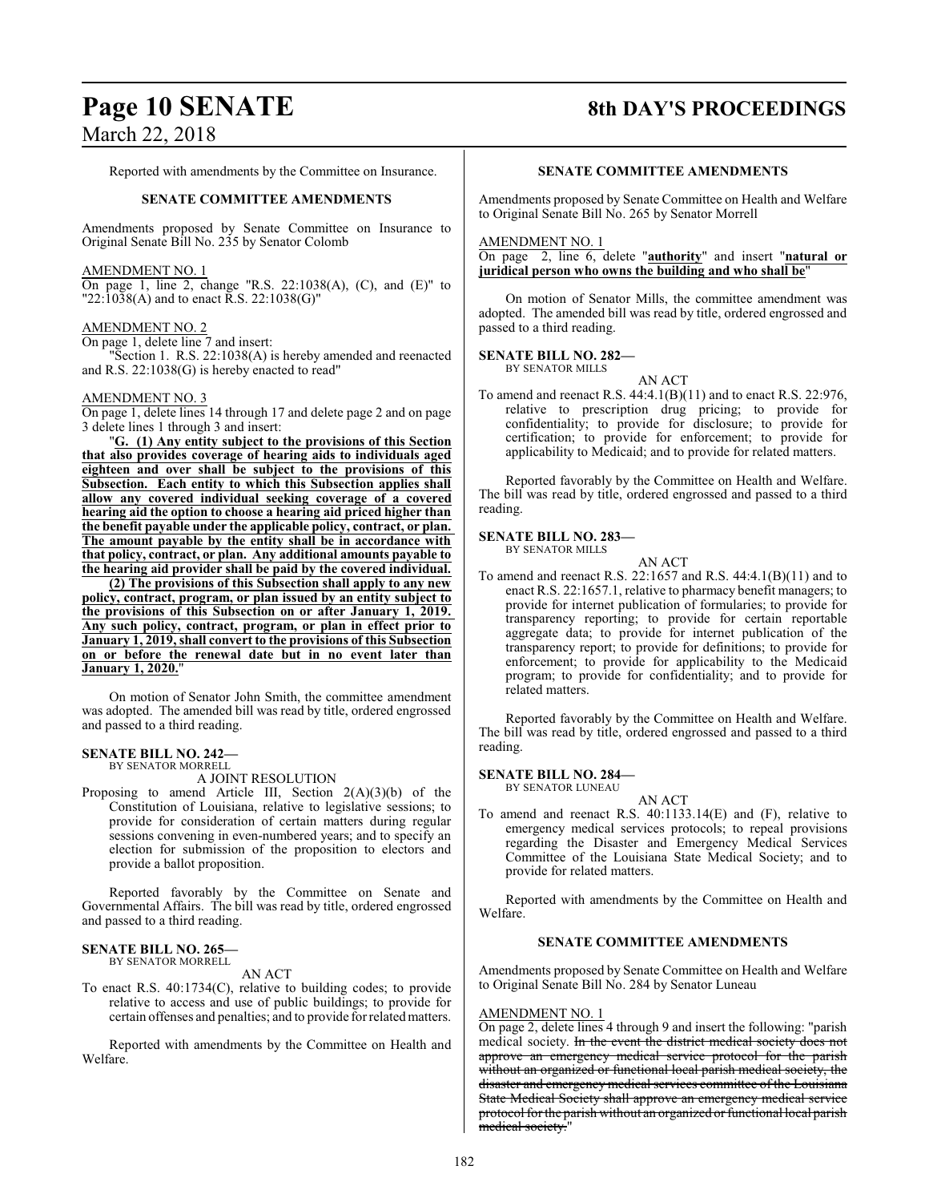Reported with amendments by the Committee on Insurance.

**SENATE COMMITTEE AMENDMENTS**

Amendments proposed by Senate Committee on Insurance to Original Senate Bill No. 235 by Senator Colomb

AMENDMENT NO. 1

On page 1, line 2, change "R.S. 22:1038(A), (C), and (E)" to "22:1038(A) and to enact R.S. 22:1038(G)"

AMENDMENT NO. 2

On page 1, delete line 7 and insert:

"Section 1. R.S. 22:1038(A) is hereby amended and reenacted and R.S. 22:1038(G) is hereby enacted to read"

AMENDMENT NO. 3

On page 1, delete lines 14 through 17 and delete page 2 and on page 3 delete lines 1 through 3 and insert:

"**G. (1) Any entity subject to the provisions of this Section that also provides coverage of hearing aids to individuals aged eighteen and over shall be subject to the provisions of this Subsection. Each entity to which this Subsection applies shall allow any covered individual seeking coverage of a covered hearing aid the option to choose a hearing aid priced higher than the benefit payable under the applicable policy, contract, or plan. The amount payable by the entity shall be in accordance with that policy, contract, or plan. Any additional amounts payable to the hearing aid provider shall be paid by the covered individual.**

**(2) The provisions of this Subsection shall apply to any new policy, contract, program, or plan issued by an entity subject to the provisions of this Subsection on or after January 1, 2019. Any such policy, contract, program, or plan in effect prior to January 1, 2019, shall convert to the provisions of this Subsection on or before the renewal date but in no event later than January 1, 2020.**"

On motion of Senator John Smith, the committee amendment was adopted. The amended bill was read by title, ordered engrossed and passed to a third reading.

**SENATE BILL NO. 242—**
BY SENATOR MORRELL

A JOINT RESOLUTION

Proposing to amend Article III, Section 2(A)(3)(b) of the Constitution of Louisiana, relative to legislative sessions; to provide for consideration of certain matters during regular sessions convening in even-numbered years; and to specify an election for submission of the proposition to electors and provide a ballot proposition.

Reported favorably by the Committee on Senate and Governmental Affairs. The bill was read by title, ordered engrossed and passed to a third reading.

**SENATE BILL NO. 265—**
BY SENATOR MORRELL

AN ACT

To enact R.S. 40:1734(C), relative to building codes; to provide relative to access and use of public buildings; to provide for certain offenses and penalties; and to provide for related matters.

Reported with amendments by the Committee on Health and Welfare.

**SENATE COMMITTEE AMENDMENTS**

Amendments proposed by Senate Committee on Health and Welfare to Original Senate Bill No. 265 by Senator Morrell

AMENDMENT NO. 1

On page 2, line 6, delete "**authority**" and insert "**natural or juridical person who owns the building and who shall be**"

On motion of Senator Mills, the committee amendment was adopted. The amended bill was read by title, ordered engrossed and passed to a third reading.

**SENATE BILL NO. 282—**
BY SENATOR MILLS

AN ACT

To amend and reenact R.S. 44:4.1(B)(11) and to enact R.S. 22:976, relative to prescription drug pricing; to provide for confidentiality; to provide for disclosure; to provide for certification; to provide for enforcement; to provide for applicability to Medicaid; and to provide for related matters.

Reported favorably by the Committee on Health and Welfare. The bill was read by title, ordered engrossed and passed to a third reading.

**SENATE BILL NO. 283—**
BY SENATOR MILLS

AN ACT

To amend and reenact R.S. 22:1657 and R.S. 44:4.1(B)(11) and to enact R.S. 22:1657.1, relative to pharmacy benefit managers; to provide for internet publication of formularies; to provide for transparency reporting; to provide for certain reportable aggregate data; to provide for internet publication of the transparency report; to provide for definitions; to provide for enforcement; to provide for applicability to the Medicaid program; to provide for confidentiality; and to provide for related matters.

Reported favorably by the Committee on Health and Welfare. The bill was read by title, ordered engrossed and passed to a third reading.

**SENATE BILL NO. 284—**
BY SENATOR LUNEAU

AN ACT

To amend and reenact R.S. 40:1133.14(E) and (F), relative to emergency medical services protocols; to repeal provisions regarding the Disaster and Emergency Medical Services Committee of the Louisiana State Medical Society; and to provide for related matters.

Reported with amendments by the Committee on Health and Welfare.

**SENATE COMMITTEE AMENDMENTS**

Amendments proposed by Senate Committee on Health and Welfare to Original Senate Bill No. 284 by Senator Luneau

AMENDMENT NO. 1

On page 2, delete lines 4 through 9 and insert the following: "parish medical society. ~~In the event the district medical society does not approve an emergency medical service protocol for the parish without an organized or functional local parish medical society, the disaster and emergency medical services committee of the Louisiana State Medical Society shall approve an emergency medical service protocol for the parish without an organized or functional local parish medical society.~~"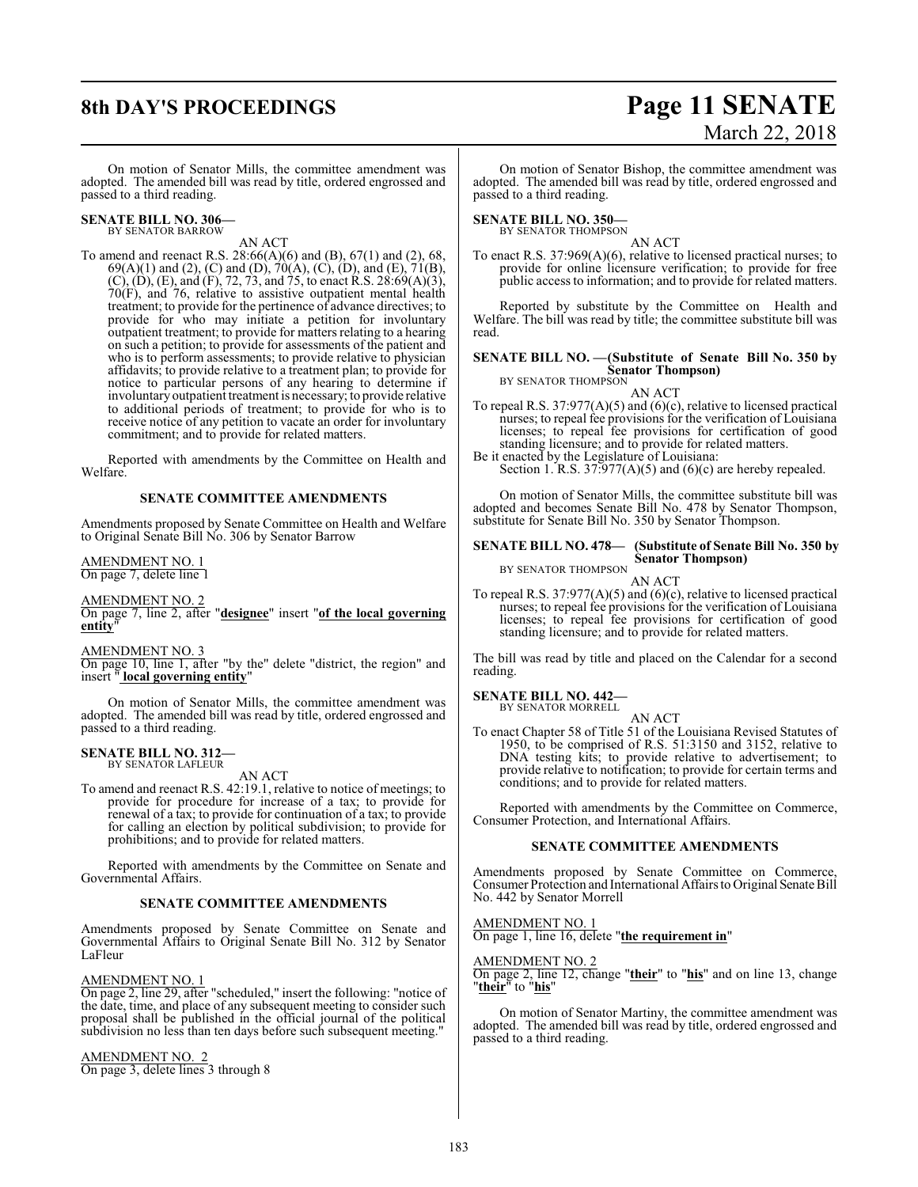On motion of Senator Mills, the committee amendment was adopted. The amended bill was read by title, ordered engrossed and passed to a third reading.

**SENATE BILL NO. 306—**
BY SENATOR BARROW

AN ACT

To amend and reenact R.S. 28:66(A)(6) and (B), 67(1) and (2), 68, 69(A)(1) and (2), (C) and (D), 70(A), (C), (D), and (E), 71(B), (C), (D), (E), and (F), 72, 73, and 75, to enact R.S. 28:69(A)(3), 70(F), and 76, relative to assistive outpatient mental health treatment; to provide for the pertinence of advance directives; to provide for who may initiate a petition for involuntary outpatient treatment; to provide for matters relating to a hearing on such a petition; to provide for assessments of the patient and who is to perform assessments; to provide relative to physician affidavits; to provide relative to a treatment plan; to provide for notice to particular persons of any hearing to determine if involuntary outpatient treatment is necessary; to provide relative to additional periods of treatment; to provide for who is to receive notice of any petition to vacate an order for involuntary commitment; and to provide for related matters.

Reported with amendments by the Committee on Health and Welfare.

**SENATE COMMITTEE AMENDMENTS**

Amendments proposed by Senate Committee on Health and Welfare to Original Senate Bill No. 306 by Senator Barrow

AMENDMENT NO. 1
On page 7, delete line 1

AMENDMENT NO. 2
On page 7, line 2, after "**designee**" insert "**of the local governing entity**"

AMENDMENT NO. 3
On page 10, line 1, after "by the" delete "district, the region" and insert " **local governing entity**"

On motion of Senator Mills, the committee amendment was adopted. The amended bill was read by title, ordered engrossed and passed to a third reading.

**SENATE BILL NO. 312—**
BY SENATOR LAFLEUR

AN ACT

To amend and reenact R.S. 42:19.1, relative to notice of meetings; to provide for procedure for increase of a tax; to provide for renewal of a tax; to provide for continuation of a tax; to provide for calling an election by political subdivision; to provide for prohibitions; and to provide for related matters.

Reported with amendments by the Committee on Senate and Governmental Affairs.

**SENATE COMMITTEE AMENDMENTS**

Amendments proposed by Senate Committee on Senate and Governmental Affairs to Original Senate Bill No. 312 by Senator LaFleur

AMENDMENT NO. 1
On page 2, line 29, after "scheduled," insert the following: "notice of the date, time, and place of any subsequent meeting to consider such proposal shall be published in the official journal of the political subdivision no less than ten days before such subsequent meeting."

AMENDMENT NO. 2
On page 3, delete lines 3 through 8

On motion of Senator Bishop, the committee amendment was adopted. The amended bill was read by title, ordered engrossed and passed to a third reading.

**SENATE BILL NO. 350—**
BY SENATOR THOMPSON

AN ACT

To enact R.S. 37:969(A)(6), relative to licensed practical nurses; to provide for online licensure verification; to provide for free public access to information; and to provide for related matters.

Reported by substitute by the Committee on Health and Welfare. The bill was read by title; the committee substitute bill was read.

**SENATE BILL NO. —(Substitute of Senate Bill No. 350 by Senator Thompson)**
BY SENATOR THOMPSON

AN ACT

To repeal R.S. 37:977(A)(5) and (6)(c), relative to licensed practical nurses; to repeal fee provisions for the verification of Louisiana licenses; to repeal fee provisions for certification of good standing licensure; and to provide for related matters.

Be it enacted by the Legislature of Louisiana:

Section 1. R.S. 37:977(A)(5) and (6)(c) are hereby repealed.

On motion of Senator Mills, the committee substitute bill was adopted and becomes Senate Bill No. 478 by Senator Thompson, substitute for Senate Bill No. 350 by Senator Thompson.

**SENATE BILL NO. 478— (Substitute of Senate Bill No. 350 by Senator Thompson)**
BY SENATOR THOMPSON

AN ACT

To repeal R.S. 37:977(A)(5) and (6)(c), relative to licensed practical nurses; to repeal fee provisions for the verification of Louisiana licenses; to repeal fee provisions for certification of good standing licensure; and to provide for related matters.

The bill was read by title and placed on the Calendar for a second reading.

**SENATE BILL NO. 442—**
BY SENATOR MORRELL

AN ACT

To enact Chapter 58 of Title 51 of the Louisiana Revised Statutes of 1950, to be comprised of R.S. 51:3150 and 3152, relative to DNA testing kits; to provide relative to advertisement; to provide relative to notification; to provide for certain terms and conditions; and to provide for related matters.

Reported with amendments by the Committee on Commerce, Consumer Protection, and International Affairs.

**SENATE COMMITTEE AMENDMENTS**

Amendments proposed by Senate Committee on Commerce, Consumer Protection and International Affairs to Original Senate Bill No. 442 by Senator Morrell

AMENDMENT NO. 1
On page 1, line 16, delete "**the requirement in**"

AMENDMENT NO. 2
On page 2, line 12, change "**their**" to "**his**" and on line 13, change "**their**" to "**his**"

On motion of Senator Martiny, the committee amendment was adopted. The amended bill was read by title, ordered engrossed and passed to a third reading.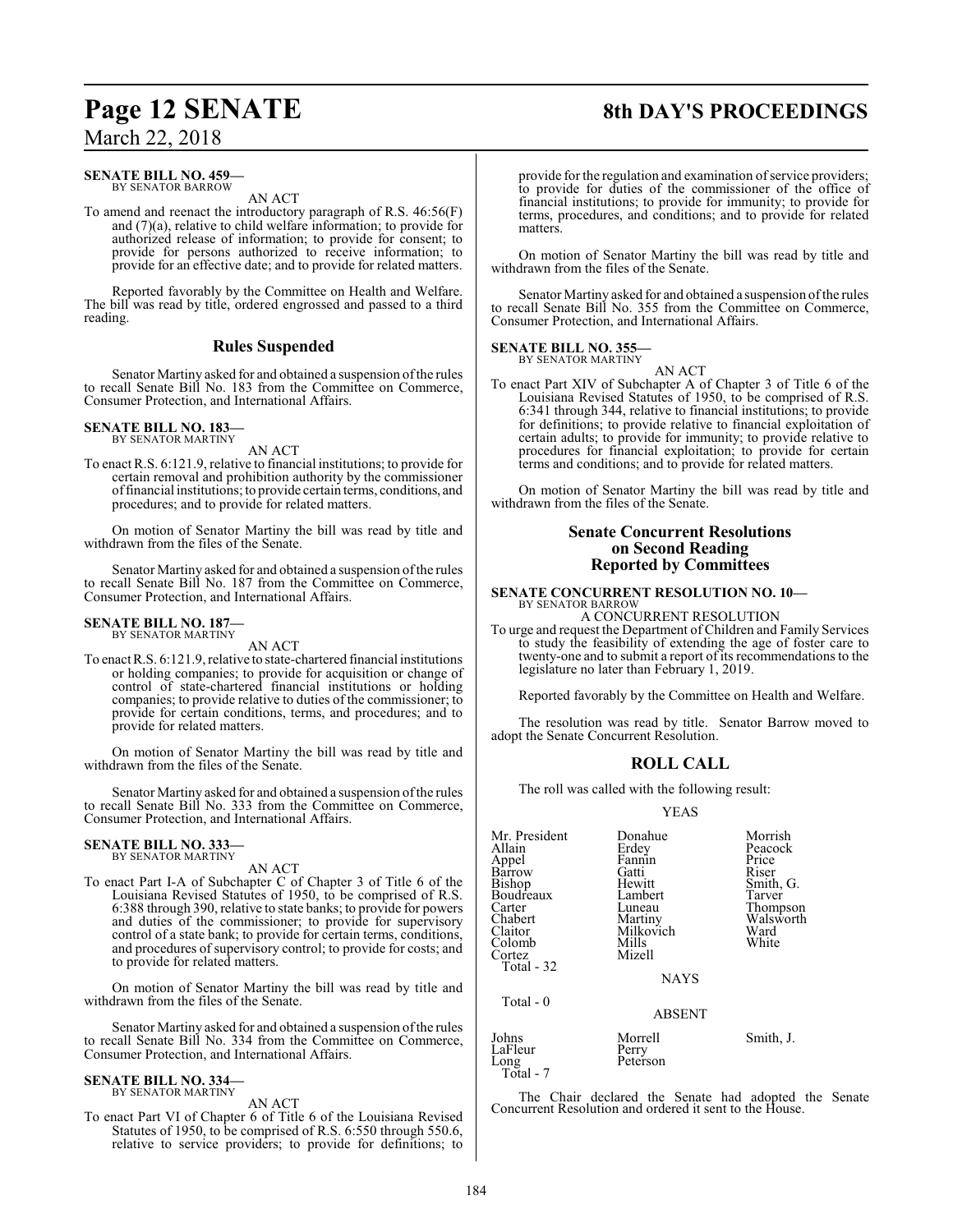**SENATE BILL NO. 459—**
BY SENATOR BARROW

AN ACT

To amend and reenact the introductory paragraph of R.S. 46:56(F) and (7)(a), relative to child welfare information; to provide for authorized release of information; to provide for consent; to provide for persons authorized to receive information; to provide for an effective date; and to provide for related matters.

Reported favorably by the Committee on Health and Welfare. The bill was read by title, ordered engrossed and passed to a third reading.

## Rules Suspended

Senator Martiny asked for and obtained a suspension of the rules to recall Senate Bill No. 183 from the Committee on Commerce, Consumer Protection, and International Affairs.

**SENATE BILL NO. 183—**
BY SENATOR MARTINY

AN ACT

To enact R.S. 6:121.9, relative to financial institutions; to provide for certain removal and prohibition authority by the commissioner of financial institutions; to provide certain terms, conditions, and procedures; and to provide for related matters.

On motion of Senator Martiny the bill was read by title and withdrawn from the files of the Senate.

Senator Martiny asked for and obtained a suspension of the rules to recall Senate Bill No. 187 from the Committee on Commerce, Consumer Protection, and International Affairs.

**SENATE BILL NO. 187—**
BY SENATOR MARTINY

AN ACT

To enact R.S. 6:121.9, relative to state-chartered financial institutions or holding companies; to provide for acquisition or change of control of state-chartered financial institutions or holding companies; to provide relative to duties of the commissioner; to provide for certain conditions, terms, and procedures; and to provide for related matters.

On motion of Senator Martiny the bill was read by title and withdrawn from the files of the Senate.

Senator Martiny asked for and obtained a suspension of the rules to recall Senate Bill No. 333 from the Committee on Commerce, Consumer Protection, and International Affairs.

**SENATE BILL NO. 333—**
BY SENATOR MARTINY

AN ACT

To enact Part I-A of Subchapter C of Chapter 3 of Title 6 of the Louisiana Revised Statutes of 1950, to be comprised of R.S. 6:388 through 390, relative to state banks; to provide for powers and duties of the commissioner; to provide for supervisory control of a state bank; to provide for certain terms, conditions, and procedures of supervisory control; to provide for costs; and to provide for related matters.

On motion of Senator Martiny the bill was read by title and withdrawn from the files of the Senate.

Senator Martiny asked for and obtained a suspension of the rules to recall Senate Bill No. 334 from the Committee on Commerce, Consumer Protection, and International Affairs.

**SENATE BILL NO. 334—**
BY SENATOR MARTINY

AN ACT

To enact Part VI of Chapter 6 of Title 6 of the Louisiana Revised Statutes of 1950, to be comprised of R.S. 6:550 through 550.6, relative to service providers; to provide for definitions; to provide for the regulation and examination of service providers; to provide for duties of the commissioner of the office of financial institutions; to provide for immunity; to provide for terms, procedures, and conditions; and to provide for related matters.

On motion of Senator Martiny the bill was read by title and withdrawn from the files of the Senate.

Senator Martiny asked for and obtained a suspension of the rules to recall Senate Bill No. 355 from the Committee on Commerce, Consumer Protection, and International Affairs.

**SENATE BILL NO. 355—**
BY SENATOR MARTINY

AN ACT

To enact Part XIV of Subchapter A of Chapter 3 of Title 6 of the Louisiana Revised Statutes of 1950, to be comprised of R.S. 6:341 through 344, relative to financial institutions; to provide for definitions; to provide relative to financial exploitation of certain adults; to provide for immunity; to provide relative to procedures for financial exploitation; to provide for certain terms and conditions; and to provide for related matters.

On motion of Senator Martiny the bill was read by title and withdrawn from the files of the Senate.

## Senate Concurrent Resolutions on Second Reading Reported by Committees

**SENATE CONCURRENT RESOLUTION NO. 10—**
BY SENATOR BARROW

A CONCURRENT RESOLUTION

To urge and request the Department of Children and Family Services to study the feasibility of extending the age of foster care to twenty-one and to submit a report of its recommendations to the legislature no later than February 1, 2019.

Reported favorably by the Committee on Health and Welfare.

The resolution was read by title. Senator Barrow moved to adopt the Senate Concurrent Resolution.

## ROLL CALL

The roll was called with the following result:

YEAS

| | | |
|---|---|---|
| Mr. President | Donahue | Morrish |
| Allain | Erdey | Peacock |
| Appel | Fannin | Price |
| Barrow | Gatti | Riser |
| Bishop | Hewitt | Smith, G. |
| Boudreaux | Lambert | Tarver |
| Carter | Luneau | Thompson |
| Chabert | Martiny | Walsworth |
| Claitor | Milkovich | Ward |
| Colomb | Mills | White |
| Cortez | Mizell | |

Total - 32

NAYS

Total - 0

ABSENT

| | | |
|---|---|---|
| Johns | Morrell | Smith, J. |
| LaFleur | Perry | |
| Long | Peterson | |

Total - 7

The Chair declared the Senate had adopted the Senate Concurrent Resolution and ordered it sent to the House.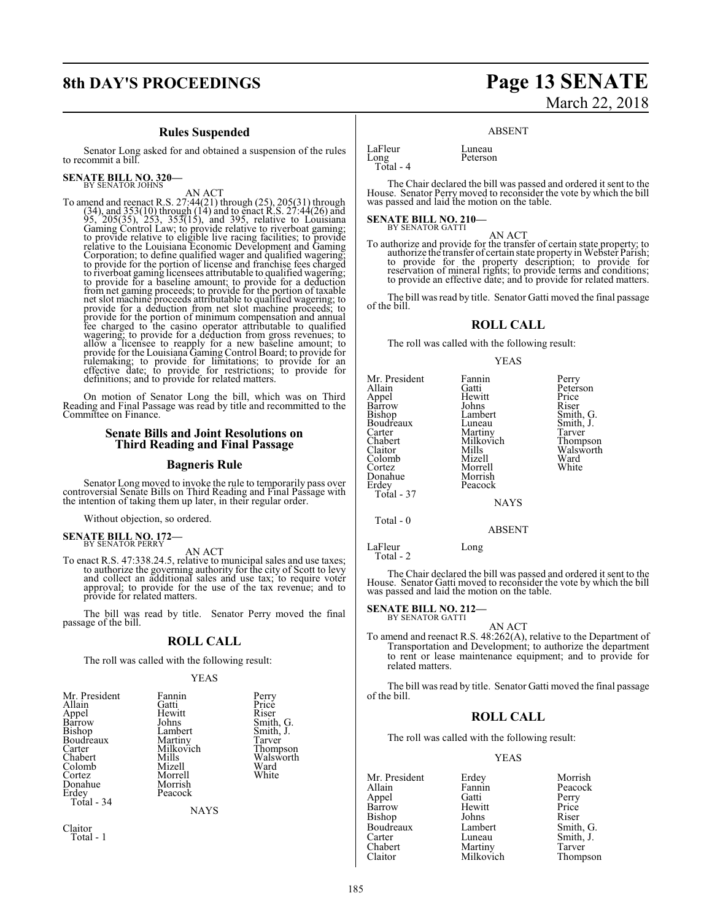### Rules Suspended

Senator Long asked for and obtained a suspension of the rules to recommit a bill.

**SENATE BILL NO. 320—**
BY SENATOR JOHNS

AN ACT

To amend and reenact R.S. 27:44(21) through (25), 205(31) through (34), and 353(10) through (14) and to enact R.S. 27:44(26) and 95, 205(35), 253, 353(15), and 395, relative to Louisiana Gaming Control Law; to provide relative to riverboat gaming; to provide relative to eligible live racing facilities; to provide relative to the Louisiana Economic Development and Gaming Corporation; to define qualified wager and qualified wagering; to provide for the portion of license and franchise fees charged to riverboat gaming licensees attributable to qualified wagering; to provide for a baseline amount; to provide for a deduction from net gaming proceeds; to provide for the portion of taxable net slot machine proceeds attributable to qualified wagering; to provide for a deduction from net slot machine proceeds; to provide for the portion of minimum compensation and annual fee charged to the casino operator attributable to qualified wagering; to provide for a deduction from gross revenues; to allow a licensee to reapply for a new baseline amount; to provide for the Louisiana Gaming Control Board; to provide for rulemaking; to provide for limitations; to provide for an effective date; to provide for restrictions; to provide for definitions; and to provide for related matters.

On motion of Senator Long the bill, which was on Third Reading and Final Passage was read by title and recommitted to the Committee on Finance.

### Senate Bills and Joint Resolutions on Third Reading and Final Passage

### Bagneris Rule

Senator Long moved to invoke the rule to temporarily pass over controversial Senate Bills on Third Reading and Final Passage with the intention of taking them up later, in their regular order.

Without objection, so ordered.

**SENATE BILL NO. 172—**
BY SENATOR PERRY

AN ACT

To enact R.S. 47:338.24.5, relative to municipal sales and use taxes; to authorize the governing authority for the city of Scott to levy and collect an additional sales and use tax; to require voter approval; to provide for the use of the tax revenue; and to provide for related matters.

The bill was read by title. Senator Perry moved the final passage of the bill.

### ROLL CALL

The roll was called with the following result:

YEAS

| | | |
|---|---|---|
| Mr. President | Fannin | Perry |
| Allain | Gatti | Price |
| Appel | Hewitt | Riser |
| Barrow | Johns | Smith, G. |
| Bishop | Lambert | Smith, J. |
| Boudreaux | Martiny | Tarver |
| Carter | Milkovich | Thompson |
| Chabert | Mills | Walsworth |
| Colomb | Mizell | Ward |
| Cortez | Morrell | White |
| Donahue | Morrish | |
| Erdey | Peacock | |

Total - 34

NAYS

Claitor

Total - 1

ABSENT

| | |
|---|---|
| LaFleur | Luneau |
| Long | Peterson |

Total - 4

The Chair declared the bill was passed and ordered it sent to the House. Senator Perry moved to reconsider the vote by which the bill was passed and laid the motion on the table.

**SENATE BILL NO. 210—**
BY SENATOR GATTI

AN ACT

To authorize and provide for the transfer of certain state property; to authorize the transfer of certain state property in Webster Parish; to provide for the property description; to provide for reservation of mineral rights; to provide terms and conditions; to provide an effective date; and to provide for related matters.

The bill was read by title. Senator Gatti moved the final passage of the bill.

### ROLL CALL

The roll was called with the following result:

YEAS

| | | |
|---|---|---|
| Mr. President | Fannin | Perry |
| Allain | Gatti | Peterson |
| Appel | Hewitt | Price |
| Barrow | Johns | Riser |
| Bishop | Lambert | Smith, G. |
| Boudreaux | Luneau | Smith, J. |
| Carter | Martiny | Tarver |
| Chabert | Milkovich | Thompson |
| Claitor | Mills | Walsworth |
| Colomb | Mizell | Ward |
| Cortez | Morrell | White |
| Donahue | Morrish | |
| Erdey | Peacock | |

Total - 37

NAYS

Total - 0

ABSENT

| | |
|---|---|
| LaFleur | Long |

Total - 2

The Chair declared the bill was passed and ordered it sent to the House. Senator Gatti moved to reconsider the vote by which the bill was passed and laid the motion on the table.

**SENATE BILL NO. 212—**
BY SENATOR GATTI

AN ACT

To amend and reenact R.S. 48:262(A), relative to the Department of Transportation and Development; to authorize the department to rent or lease maintenance equipment; and to provide for related matters.

The bill was read by title. Senator Gatti moved the final passage of the bill.

### ROLL CALL

The roll was called with the following result:

YEAS

| | | |
|---|---|---|
| Mr. President | Erdey | Morrish |
| Allain | Fannin | Peacock |
| Appel | Gatti | Perry |
| Barrow | Hewitt | Price |
| Bishop | Johns | Riser |
| Boudreaux | Lambert | Smith, G. |
| Carter | Luneau | Smith, J. |
| Chabert | Martiny | Tarver |
| Claitor | Milkovich | Thompson |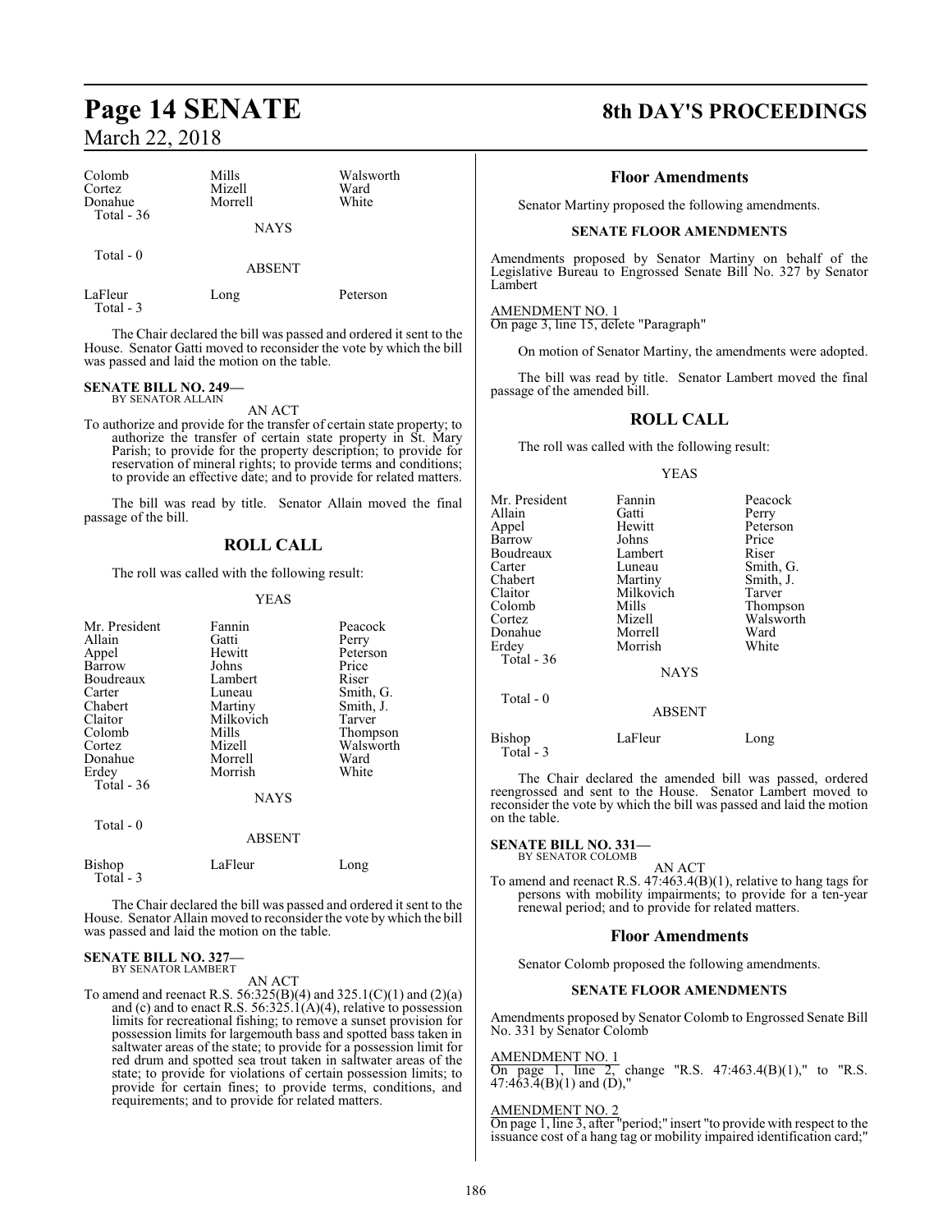| Colomb | Mills | Walsworth |
|---|---|---|
| Cortez | Mizell | Ward |
| Donahue | Morrell | White |
| Total - 36 | | |

NAYS

Total - 0

ABSENT

| LaFleur | Long | Peterson |
|---|---|---|
| Total - 3 | | |

The Chair declared the bill was passed and ordered it sent to the House. Senator Gatti moved to reconsider the vote by which the bill was passed and laid the motion on the table.

**SENATE BILL NO. 249—**
BY SENATOR ALLAIN

AN ACT

To authorize and provide for the transfer of certain state property; to authorize the transfer of certain state property in St. Mary Parish; to provide for the property description; to provide for reservation of mineral rights; to provide terms and conditions; to provide an effective date; and to provide for related matters.

The bill was read by title. Senator Allain moved the final passage of the bill.

## ROLL CALL

The roll was called with the following result:

YEAS

| Mr. President | Fannin | Peacock |
|---|---|---|
| Allain | Gatti | Perry |
| Appel | Hewitt | Peterson |
| Barrow | Johns | Price |
| Boudreaux | Lambert | Riser |
| Carter | Luneau | Smith, G. |
| Chabert | Martiny | Smith, J. |
| Claitor | Milkovich | Tarver |
| Colomb | Mills | Thompson |
| Cortez | Mizell | Walsworth |
| Donahue | Morrell | Ward |
| Erdey | Morrish | White |
| Total - 36 | | |

NAYS

Total - 0

ABSENT

| Bishop | LaFleur | Long |
|---|---|---|
| Total - 3 | | |

The Chair declared the bill was passed and ordered it sent to the House. Senator Allain moved to reconsider the vote by which the bill was passed and laid the motion on the table.

**SENATE BILL NO. 327—**
BY SENATOR LAMBERT

AN ACT

To amend and reenact R.S. 56:325(B)(4) and 325.1(C)(1) and (2)(a) and (c) and to enact R.S. 56:325.1(A)(4), relative to possession limits for recreational fishing; to remove a sunset provision for possession limits for largemouth bass and spotted bass taken in saltwater areas of the state; to provide for a possession limit for red drum and spotted sea trout taken in saltwater areas of the state; to provide for violations of certain possession limits; to provide for certain fines; to provide terms, conditions, and requirements; and to provide for related matters.

### Floor Amendments

Senator Martiny proposed the following amendments.

**SENATE FLOOR AMENDMENTS**

Amendments proposed by Senator Martiny on behalf of the Legislative Bureau to Engrossed Senate Bill No. 327 by Senator Lambert

AMENDMENT NO. 1
On page 3, line 15, delete "Paragraph"

On motion of Senator Martiny, the amendments were adopted.

The bill was read by title. Senator Lambert moved the final passage of the amended bill.

## ROLL CALL

The roll was called with the following result:

YEAS

| Mr. President | Fannin | Peacock |
|---|---|---|
| Allain | Gatti | Perry |
| Appel | Hewitt | Peterson |
| Barrow | Johns | Price |
| Boudreaux | Lambert | Riser |
| Carter | Luneau | Smith, G. |
| Chabert | Martiny | Smith, J. |
| Claitor | Milkovich | Tarver |
| Colomb | Mills | Thompson |
| Cortez | Mizell | Walsworth |
| Donahue | Morrell | Ward |
| Erdey | Morrish | White |
| Total - 36 | | |

NAYS

Total - 0

ABSENT

| Bishop | LaFleur | Long |
|---|---|---|
| Total - 3 | | |

The Chair declared the amended bill was passed, ordered reengrossed and sent to the House. Senator Lambert moved to reconsider the vote by which the bill was passed and laid the motion on the table.

**SENATE BILL NO. 331—**
BY SENATOR COLOMB

AN ACT

To amend and reenact R.S. 47:463.4(B)(1), relative to hang tags for persons with mobility impairments; to provide for a ten-year renewal period; and to provide for related matters.

### Floor Amendments

Senator Colomb proposed the following amendments.

**SENATE FLOOR AMENDMENTS**

Amendments proposed by Senator Colomb to Engrossed Senate Bill No. 331 by Senator Colomb

AMENDMENT NO. 1
On page 1, line 2, change "R.S. 47:463.4(B)(1)," to "R.S. 47:463.4(B)(1) and (D),"

AMENDMENT NO. 2
On page 1, line 3, after "period;" insert "to provide with respect to the issuance cost of a hang tag or mobility impaired identification card;"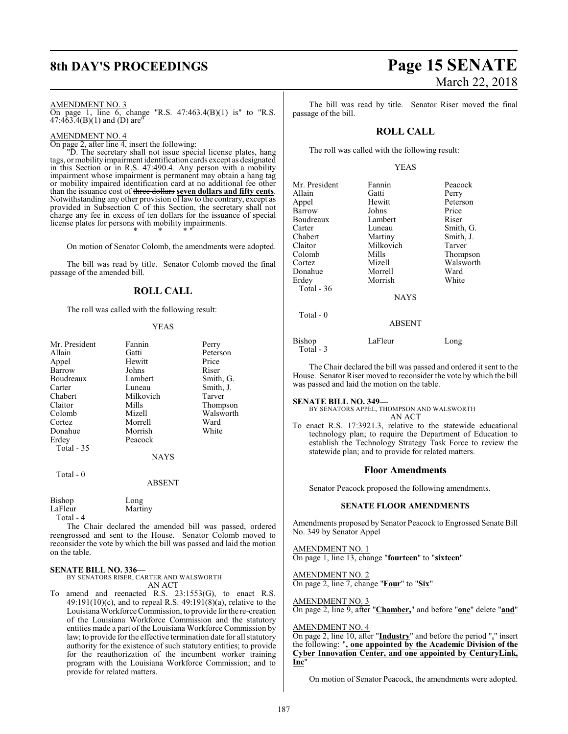AMENDMENT NO. 3

On page 1, line 6, change "R.S. 47:463.4(B)(1) is" to "R.S. 47:463.4(B)(1) and (D) are"

AMENDMENT NO. 4

On page 2, after line 4, insert the following:

"D. The secretary shall not issue special license plates, hang tags, or mobility impairment identification cards except as designated in this Section or in R.S. 47:490.4. Any person with a mobility impairment whose impairment is permanent may obtain a hang tag or mobility impaired identification card at no additional fee other than the issuance cost of ~~three dollars~~ **seven dollars and fifty cents**. Notwithstanding any other provision of law to the contrary, except as provided in Subsection C of this Section, the secretary shall not charge any fee in excess of ten dollars for the issuance of special license plates for persons with mobility impairments.

\* \* \*"

On motion of Senator Colomb, the amendments were adopted.

The bill was read by title. Senator Colomb moved the final passage of the amended bill.

## ROLL CALL

The roll was called with the following result:

YEAS

| | | |
|---|---|---|
| Mr. President | Fannin | Perry |
| Allain | Gatti | Peterson |
| Appel | Hewitt | Price |
| Barrow | Johns | Riser |
| Boudreaux | Lambert | Smith, G. |
| Carter | Luneau | Smith, J. |
| Chabert | Milkovich | Tarver |
| Claitor | Mills | Thompson |
| Colomb | Mizell | Walsworth |
| Cortez | Morrell | Ward |
| Donahue | Morrish | White |
| Erdey | Peacock | |

Total - 35

NAYS

Total - 0

ABSENT

| | |
|---|---|
| Bishop | Long |
| LaFleur | Martiny |

Total - 4

The Chair declared the amended bill was passed, ordered reengrossed and sent to the House. Senator Colomb moved to reconsider the vote by which the bill was passed and laid the motion on the table.

**SENATE BILL NO. 336—**
BY SENATORS RISER, CARTER AND WALSWORTH
AN ACT

To amend and reenacted R.S. 23:1553(G), to enact R.S. 49:191(10)(c), and to repeal R.S. 49:191(8)(a), relative to the Louisiana Workforce Commission, to provide for the re-creation of the Louisiana Workforce Commission and the statutory entities made a part of the Louisiana Workforce Commission by law; to provide for the effective termination date for all statutory authority for the existence of such statutory entities; to provide for the reauthorization of the incumbent worker training program with the Louisiana Workforce Commission; and to provide for related matters.

The bill was read by title. Senator Riser moved the final passage of the bill.

## ROLL CALL

The roll was called with the following result:

YEAS

| | | |
|---|---|---|
| Mr. President | Fannin | Peacock |
| Allain | Gatti | Perry |
| Appel | Hewitt | Peterson |
| Barrow | Johns | Price |
| Boudreaux | Lambert | Riser |
| Carter | Luneau | Smith, G. |
| Chabert | Martiny | Smith, J. |
| Claitor | Milkovich | Tarver |
| Colomb | Mills | Thompson |
| Cortez | Mizell | Walsworth |
| Donahue | Morrell | Ward |
| Erdey | Morrish | White |

Total - 36

NAYS

Total - 0

ABSENT

| | | |
|---|---|---|
| Bishop | LaFleur | Long |

Total - 3

The Chair declared the bill was passed and ordered it sent to the House. Senator Riser moved to reconsider the vote by which the bill was passed and laid the motion on the table.

**SENATE BILL NO. 349—**
BY SENATORS APPEL, THOMPSON AND WALSWORTH
AN ACT

To enact R.S. 17:3921.3, relative to the statewide educational technology plan; to require the Department of Education to establish the Technology Strategy Task Force to review the statewide plan; and to provide for related matters.

## Floor Amendments

Senator Peacock proposed the following amendments.

### SENATE FLOOR AMENDMENTS

Amendments proposed by Senator Peacock to Engrossed Senate Bill No. 349 by Senator Appel

AMENDMENT NO. 1

On page 1, line 13, change "**fourteen**" to "**sixteen**"

AMENDMENT NO. 2

On page 2, line 7, change "**Four**" to "**Six**"

AMENDMENT NO. 3

On page 2, line 9, after "**Chamber,**" and before "**one**" delete "**and**"

AMENDMENT NO. 4

On page 2, line 10, after "**Industry**" and before the period "**.**" insert the following: "**, one appointed by the Academic Division of the Cyber Innovation Center, and one appointed by CenturyLink, Inc**"

On motion of Senator Peacock, the amendments were adopted.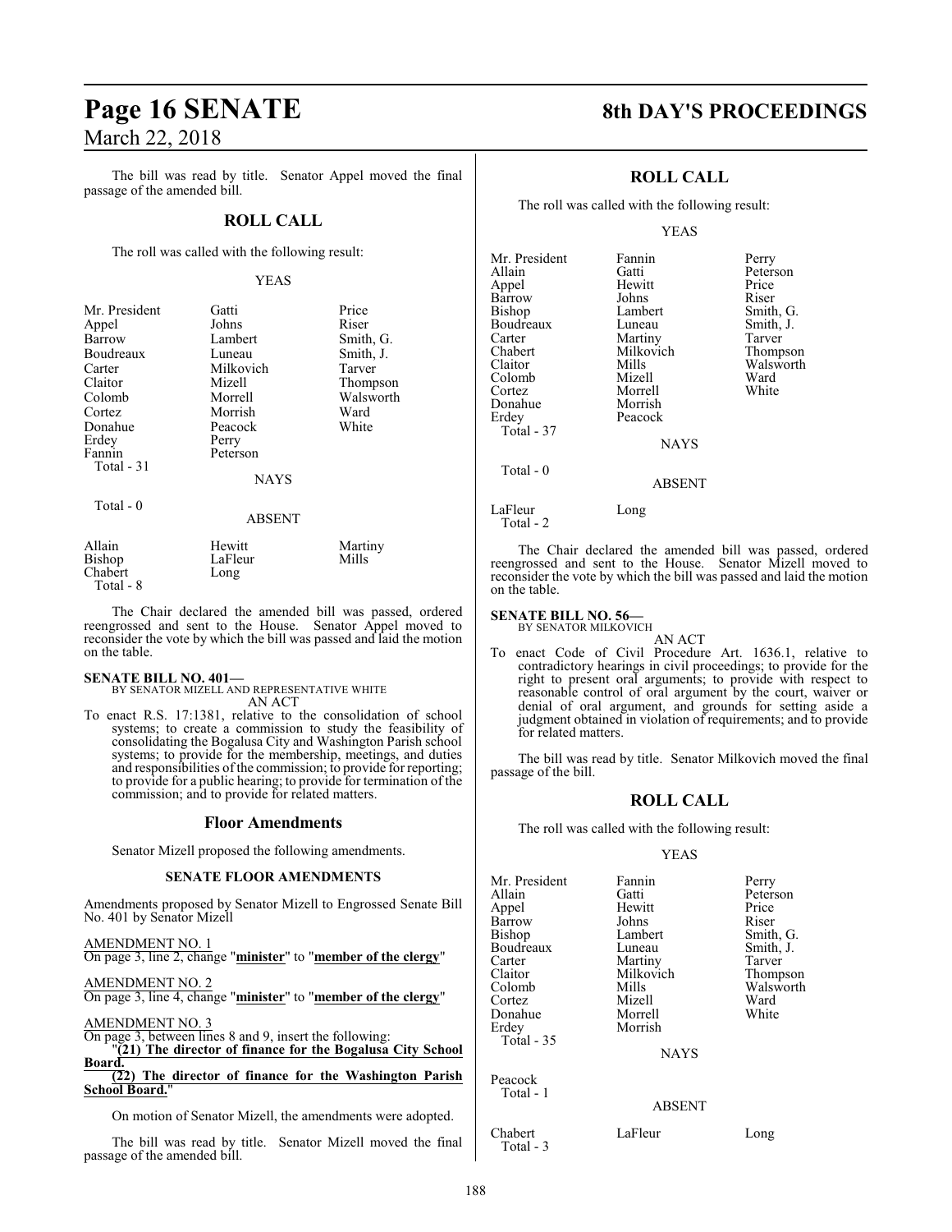The bill was read by title. Senator Appel moved the final passage of the amended bill.

## ROLL CALL

The roll was called with the following result:

YEAS

| | | |
|---|---|---|
| Mr. President | Gatti | Price |
| Appel | Johns | Riser |
| Barrow | Lambert | Smith, G. |
| Boudreaux | Luneau | Smith, J. |
| Carter | Milkovich | Tarver |
| Claitor | Mizell | Thompson |
| Colomb | Morrell | Walsworth |
| Cortez | Morrish | Ward |
| Donahue | Peacock | White |
| Erdey | Perry | |
| Fannin | Peterson | |
| Total - 31 | | |

NAYS

Total - 0

ABSENT

| | | |
|---|---|---|
| Allain | Hewitt | Martiny |
| Bishop | LaFleur | Mills |
| Chabert | Long | |
| Total - 8 | | |

The Chair declared the amended bill was passed, ordered reengrossed and sent to the House. Senator Appel moved to reconsider the vote by which the bill was passed and laid the motion on the table.

**SENATE BILL NO. 401—**
BY SENATOR MIZELL AND REPRESENTATIVE WHITE
AN ACT

To enact R.S. 17:1381, relative to the consolidation of school systems; to create a commission to study the feasibility of consolidating the Bogalusa City and Washington Parish school systems; to provide for the membership, meetings, and duties and responsibilities of the commission; to provide for reporting; to provide for a public hearing; to provide for termination of the commission; and to provide for related matters.

### Floor Amendments

Senator Mizell proposed the following amendments.

**SENATE FLOOR AMENDMENTS**

Amendments proposed by Senator Mizell to Engrossed Senate Bill No. 401 by Senator Mizell

AMENDMENT NO. 1
On page 3, line 2, change "**minister**" to "**member of the clergy**"

AMENDMENT NO. 2
On page 3, line 4, change "**minister**" to "**member of the clergy**"

AMENDMENT NO. 3
On page 3, between lines 8 and 9, insert the following:
"**(21) The director of finance for the Bogalusa City School Board.**
**(22) The director of finance for the Washington Parish School Board.**"

On motion of Senator Mizell, the amendments were adopted.

The bill was read by title. Senator Mizell moved the final passage of the amended bill.

## ROLL CALL

The roll was called with the following result:

YEAS

| | | |
|---|---|---|
| Mr. President | Fannin | Perry |
| Allain | Gatti | Peterson |
| Appel | Hewitt | Price |
| Barrow | Johns | Riser |
| Bishop | Lambert | Smith, G. |
| Boudreaux | Luneau | Smith, J. |
| Carter | Martiny | Tarver |
| Chabert | Milkovich | Thompson |
| Claitor | Mills | Walsworth |
| Colomb | Mizell | Ward |
| Cortez | Morrell | White |
| Donahue | Morrish | |
| Erdey | Peacock | |
| Total - 37 | | |

NAYS

Total - 0

ABSENT

| | |
|---|---|
| LaFleur | Long |
| Total - 2 | |

The Chair declared the amended bill was passed, ordered reengrossed and sent to the House. Senator Mizell moved to reconsider the vote by which the bill was passed and laid the motion on the table.

**SENATE BILL NO. 56—**
BY SENATOR MILKOVICH
AN ACT

To enact Code of Civil Procedure Art. 1636.1, relative to contradictory hearings in civil proceedings; to provide for the right to present oral arguments; to provide with respect to reasonable control of oral argument by the court, waiver or denial of oral argument, and grounds for setting aside a judgment obtained in violation of requirements; and to provide for related matters.

The bill was read by title. Senator Milkovich moved the final passage of the bill.

## ROLL CALL

The roll was called with the following result:

YEAS

| | | |
|---|---|---|
| Mr. President | Fannin | Perry |
| Allain | Gatti | Peterson |
| Appel | Hewitt | Price |
| Barrow | Johns | Riser |
| Bishop | Lambert | Smith, G. |
| Boudreaux | Luneau | Smith, J. |
| Carter | Martiny | Tarver |
| Claitor | Milkovich | Thompson |
| Colomb | Mills | Walsworth |
| Cortez | Mizell | Ward |
| Donahue | Morrell | White |
| Erdey | Morrish | |
| Total - 35 | | |

NAYS

Peacock
Total - 1

ABSENT

| | | |
|---|---|---|
| Chabert | LaFleur | Long |
| Total - 3 | | |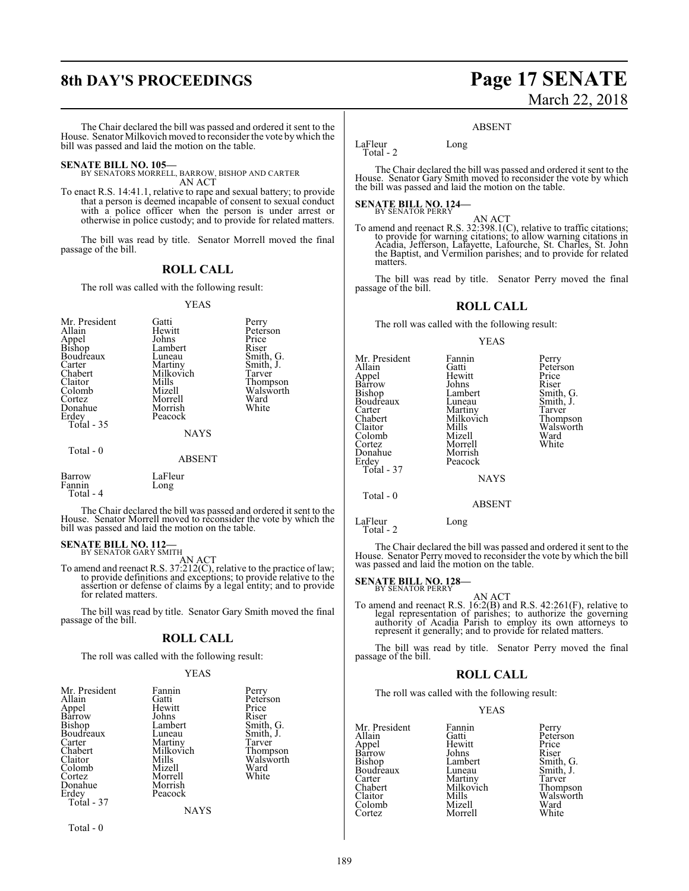The Chair declared the bill was passed and ordered it sent to the House. Senator Milkovich moved to reconsider the vote by which the bill was passed and laid the motion on the table.

**SENATE BILL NO. 105—**
BY SENATORS MORRELL, BARROW, BISHOP AND CARTER

AN ACT

To enact R.S. 14:41.1, relative to rape and sexual battery; to provide that a person is deemed incapable of consent to sexual conduct with a police officer when the person is under arrest or otherwise in police custody; and to provide for related matters.

The bill was read by title. Senator Morrell moved the final passage of the bill.

## ROLL CALL

The roll was called with the following result:

YEAS

| | | |
|---|---|---|
| Mr. President | Gatti | Perry |
| Allain | Hewitt | Peterson |
| Appel | Johns | Price |
| Bishop | Lambert | Riser |
| Boudreaux | Luneau | Smith, G. |
| Carter | Martiny | Smith, J. |
| Chabert | Milkovich | Tarver |
| Claitor | Mills | Thompson |
| Colomb | Mizell | Walsworth |
| Cortez | Morrell | Ward |
| Donahue | Morrish | White |
| Erdey | Peacock | |

Total - 35

NAYS

Total - 0

ABSENT

| | |
|---|---|
| Barrow | LaFleur |
| Fannin | Long |

Total - 4

The Chair declared the bill was passed and ordered it sent to the House. Senator Morrell moved to reconsider the vote by which the bill was passed and laid the motion on the table.

**SENATE BILL NO. 112—**
BY SENATOR GARY SMITH

AN ACT

To amend and reenact R.S. 37:212(C), relative to the practice of law; to provide definitions and exceptions; to provide relative to the assertion or defense of claims by a legal entity; and to provide for related matters.

The bill was read by title. Senator Gary Smith moved the final passage of the bill.

## ROLL CALL

The roll was called with the following result:

YEAS

| | | |
|---|---|---|
| Mr. President | Fannin | Perry |
| Allain | Gatti | Peterson |
| Appel | Hewitt | Price |
| Barrow | Johns | Riser |
| Bishop | Lambert | Smith, G. |
| Boudreaux | Luneau | Smith, J. |
| Carter | Martiny | Tarver |
| Chabert | Milkovich | Thompson |
| Claitor | Mills | Walsworth |
| Colomb | Mizell | Ward |
| Cortez | Morrell | White |
| Donahue | Morrish | |
| Erdey | Peacock | |

Total - 37

NAYS

Total - 0

ABSENT

| | |
|---|---|
| LaFleur | Long |

Total - 2

The Chair declared the bill was passed and ordered it sent to the House. Senator Gary Smith moved to reconsider the vote by which the bill was passed and laid the motion on the table.

**SENATE BILL NO. 124—**
BY SENATOR PERRY

AN ACT

To amend and reenact R.S. 32:398.1(C), relative to traffic citations; to provide for warning citations; to allow warning citations in Acadia, Jefferson, Lafayette, Lafourche, St. Charles, St. John the Baptist, and Vermilion parishes; and to provide for related matters.

The bill was read by title. Senator Perry moved the final passage of the bill.

## ROLL CALL

The roll was called with the following result:

YEAS

| | | |
|---|---|---|
| Mr. President | Fannin | Perry |
| Allain | Gatti | Peterson |
| Appel | Hewitt | Price |
| Barrow | Johns | Riser |
| Bishop | Lambert | Smith, G. |
| Boudreaux | Luneau | Smith, J. |
| Carter | Martiny | Tarver |
| Chabert | Milkovich | Thompson |
| Claitor | Mills | Walsworth |
| Colomb | Mizell | Ward |
| Cortez | Morrell | White |
| Donahue | Morrish | |
| Erdey | Peacock | |

Total - 37

NAYS

Total - 0

ABSENT

| | |
|---|---|
| LaFleur | Long |

Total - 2

The Chair declared the bill was passed and ordered it sent to the House. Senator Perry moved to reconsider the vote by which the bill was passed and laid the motion on the table.

**SENATE BILL NO. 128—**
BY SENATOR PERRY

AN ACT

To amend and reenact R.S. 16:2(B) and R.S. 42:261(F), relative to legal representation of parishes; to authorize the governing authority of Acadia Parish to employ its own attorneys to represent it generally; and to provide for related matters.

The bill was read by title. Senator Perry moved the final passage of the bill.

## ROLL CALL

The roll was called with the following result:

YEAS

| | | |
|---|---|---|
| Mr. President | Fannin | Perry |
| Allain | Gatti | Peterson |
| Appel | Hewitt | Price |
| Barrow | Johns | Riser |
| Bishop | Lambert | Smith, G. |
| Boudreaux | Luneau | Smith, J. |
| Carter | Martiny | Tarver |
| Chabert | Milkovich | Thompson |
| Claitor | Mills | Walsworth |
| Colomb | Mizell | Ward |
| Cortez | Morrell | White |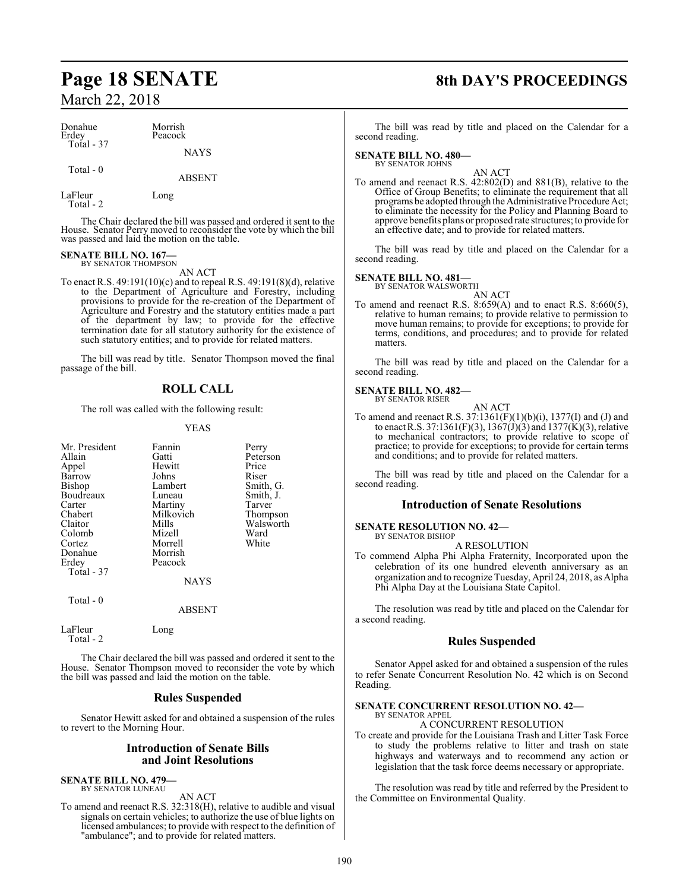| | |
|---|---|
| Donahue | Morrish |
| Erdey | Peacock |
| Total - 37 | |

NAYS

Total - 0

ABSENT

| | |
|---|---|
| LaFleur | Long |
| Total - 2 | |

The Chair declared the bill was passed and ordered it sent to the House. Senator Perry moved to reconsider the vote by which the bill was passed and laid the motion on the table.

**SENATE BILL NO. 167—**
BY SENATOR THOMPSON

AN ACT

To enact R.S. 49:191(10)(c) and to repeal R.S. 49:191(8)(d), relative to the Department of Agriculture and Forestry, including provisions to provide for the re-creation of the Department of Agriculture and Forestry and the statutory entities made a part of the department by law; to provide for the effective termination date for all statutory authority for the existence of such statutory entities; and to provide for related matters.

The bill was read by title. Senator Thompson moved the final passage of the bill.

## ROLL CALL

The roll was called with the following result:

YEAS

| | | |
|---|---|---|
| Mr. President | Fannin | Perry |
| Allain | Gatti | Peterson |
| Appel | Hewitt | Price |
| Barrow | Johns | Riser |
| Bishop | Lambert | Smith, G. |
| Boudreaux | Luneau | Smith, J. |
| Carter | Martiny | Tarver |
| Chabert | Milkovich | Thompson |
| Claitor | Mills | Walsworth |
| Colomb | Mizell | Ward |
| Cortez | Morrell | White |
| Donahue | Morrish | |
| Erdey | Peacock | |
| Total - 37 | | |

NAYS

Total - 0

ABSENT

| | |
|---|---|
| LaFleur | Long |
| Total - 2 | |

The Chair declared the bill was passed and ordered it sent to the House. Senator Thompson moved to reconsider the vote by which the bill was passed and laid the motion on the table.

## Rules Suspended

Senator Hewitt asked for and obtained a suspension of the rules to revert to the Morning Hour.

## Introduction of Senate Bills and Joint Resolutions

**SENATE BILL NO. 479—**
BY SENATOR LUNEAU

AN ACT

To amend and reenact R.S. 32:318(H), relative to audible and visual signals on certain vehicles; to authorize the use of blue lights on licensed ambulances; to provide with respect to the definition of "ambulance"; and to provide for related matters.

The bill was read by title and placed on the Calendar for a second reading.

**SENATE BILL NO. 480—**
BY SENATOR JOHNS

AN ACT

To amend and reenact R.S. 42:802(D) and 881(B), relative to the Office of Group Benefits; to eliminate the requirement that all programs be adopted through the Administrative Procedure Act; to eliminate the necessity for the Policy and Planning Board to approve benefits plans or proposed rate structures; to provide for an effective date; and to provide for related matters.

The bill was read by title and placed on the Calendar for a second reading.

**SENATE BILL NO. 481—**
BY SENATOR WALSWORTH

AN ACT

To amend and reenact R.S. 8:659(A) and to enact R.S. 8:660(5), relative to human remains; to provide relative to permission to move human remains; to provide for exceptions; to provide for terms, conditions, and procedures; and to provide for related matters.

The bill was read by title and placed on the Calendar for a second reading.

**SENATE BILL NO. 482—**
BY SENATOR RISER

AN ACT

To amend and reenact R.S. 37:1361(F)(1)(b)(i), 1377(I) and (J) and to enact R.S. 37:1361(F)(3), 1367(J)(3) and 1377(K)(3), relative to mechanical contractors; to provide relative to scope of practice; to provide for exceptions; to provide for certain terms and conditions; and to provide for related matters.

The bill was read by title and placed on the Calendar for a second reading.

## Introduction of Senate Resolutions

**SENATE RESOLUTION NO. 42—**
BY SENATOR BISHOP

A RESOLUTION

To commend Alpha Phi Alpha Fraternity, Incorporated upon the celebration of its one hundred eleventh anniversary as an organization and to recognize Tuesday, April 24, 2018, as Alpha Phi Alpha Day at the Louisiana State Capitol.

The resolution was read by title and placed on the Calendar for a second reading.

## Rules Suspended

Senator Appel asked for and obtained a suspension of the rules to refer Senate Concurrent Resolution No. 42 which is on Second Reading.

**SENATE CONCURRENT RESOLUTION NO. 42—**
BY SENATOR APPEL

A CONCURRENT RESOLUTION

To create and provide for the Louisiana Trash and Litter Task Force to study the problems relative to litter and trash on state highways and waterways and to recommend any action or legislation that the task force deems necessary or appropriate.

The resolution was read by title and referred by the President to the Committee on Environmental Quality.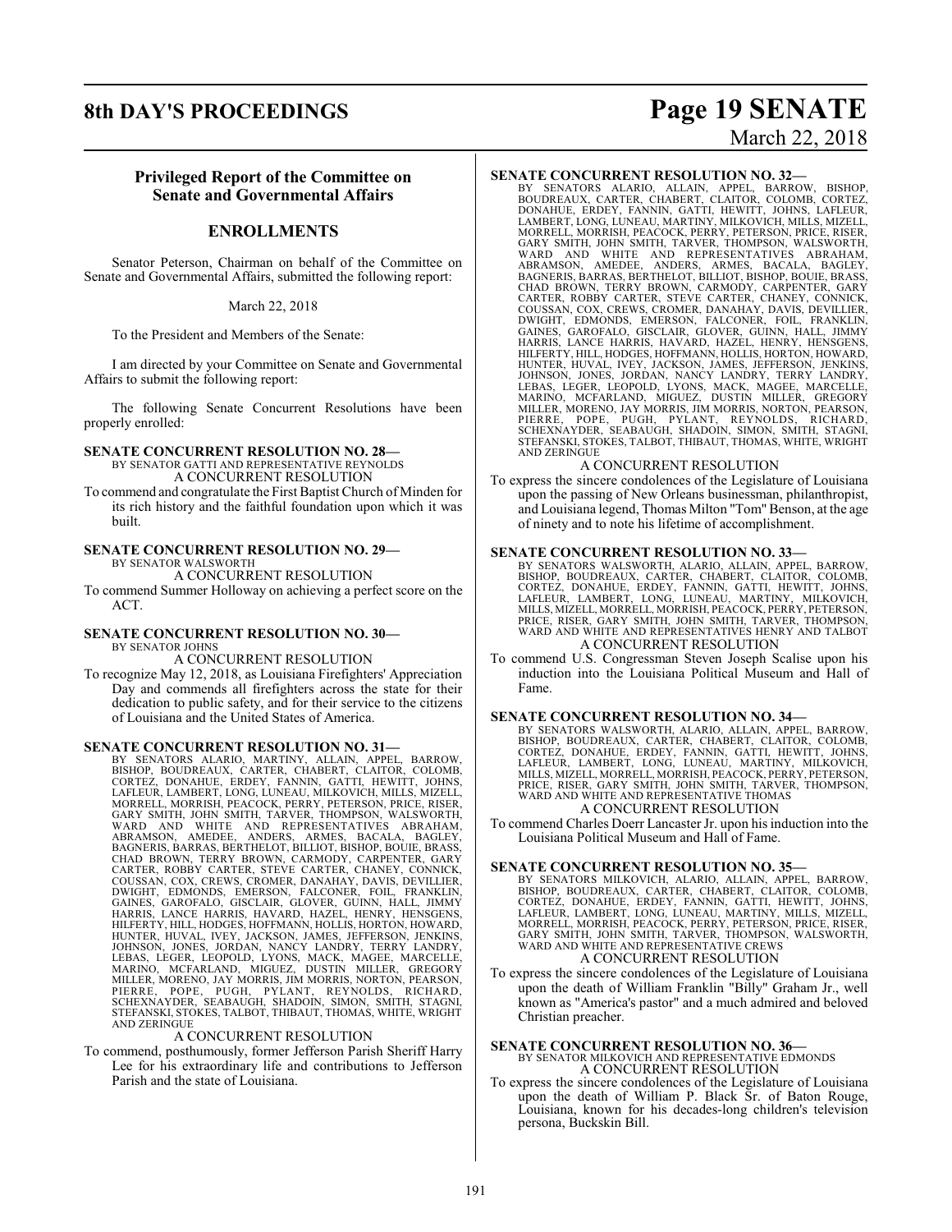## Privileged Report of the Committee on Senate and Governmental Affairs

## ENROLLMENTS

Senator Peterson, Chairman on behalf of the Committee on Senate and Governmental Affairs, submitted the following report:

March 22, 2018

To the President and Members of the Senate:

I am directed by your Committee on Senate and Governmental Affairs to submit the following report:

The following Senate Concurrent Resolutions have been properly enrolled:

**SENATE CONCURRENT RESOLUTION NO. 28—**
BY SENATOR GATTI AND REPRESENTATIVE REYNOLDS
A CONCURRENT RESOLUTION
To commend and congratulate the First Baptist Church of Minden for its rich history and the faithful foundation upon which it was built.

**SENATE CONCURRENT RESOLUTION NO. 29—**
BY SENATOR WALSWORTH
A CONCURRENT RESOLUTION
To commend Summer Holloway on achieving a perfect score on the ACT.

**SENATE CONCURRENT RESOLUTION NO. 30—**
BY SENATOR JOHNS
A CONCURRENT RESOLUTION
To recognize May 12, 2018, as Louisiana Firefighters' Appreciation Day and commends all firefighters across the state for their dedication to public safety, and for their service to the citizens of Louisiana and the United States of America.

**SENATE CONCURRENT RESOLUTION NO. 31—**
BY SENATORS ALARIO, MARTINY, ALLAIN, APPEL, BARROW, BISHOP, BOUDREAUX, CARTER, CHABERT, CLAITOR, COLOMB, CORTEZ, DONAHUE, ERDEY, FANNIN, GATTI, HEWITT, JOHNS, LAFLEUR, LAMBERT, LONG, LUNEAU, MILKOVICH, MILLS, MIZELL, MORRELL, MORRISH, PEACOCK, PERRY, PETERSON, PRICE, RISER, GARY SMITH, JOHN SMITH, TARVER, THOMPSON, WALSWORTH, WARD AND WHITE AND REPRESENTATIVES ABRAHAM, ABRAMSON, AMEDEE, ANDERS, ARMES, BACALA, BAGLEY, BAGNERIS, BARRAS, BERTHELOT, BILLIOT, BISHOP, BOUIE, BRASS, CHAD BROWN, TERRY BROWN, CARMODY, CARPENTER, GARY CARTER, ROBBY CARTER, STEVE CARTER, CHANEY, CONNICK, COUSSAN, COX, CREWS, CROMER, DANAHAY, DAVIS, DEVILLIER, DWIGHT, EDMONDS, EMERSON, FALCONER, FOIL, FRANKLIN, GAINES, GAROFALO, GISCLAIR, GLOVER, GUINN, HALL, JIMMY HARRIS, LANCE HARRIS, HAVARD, HAZEL, HENRY, HENSGENS, HILFERTY, HILL, HODGES, HOFFMANN, HOLLIS, HORTON, HOWARD, HUNTER, HUVAL, IVEY, JACKSON, JAMES, JEFFERSON, JENKINS, JOHNSON, JONES, JORDAN, NANCY LANDRY, TERRY LANDRY, LEBAS, LEGER, LEOPOLD, LYONS, MACK, MAGEE, MARCELLE, MARINO, MCFARLAND, MIGUEZ, DUSTIN MILLER, GREGORY MILLER, MORENO, JAY MORRIS, JIM MORRIS, NORTON, PEARSON, PIERRE, POPE, PUGH, PYLANT, REYNOLDS, RICHARD, SCHEXNAYDER, SEABAUGH, SHADOIN, SIMON, SMITH, STAGNI, STEFANSKI, STOKES, TALBOT, THIBAUT, THOMAS, WHITE, WRIGHT AND ZERINGUE
A CONCURRENT RESOLUTION
To commend, posthumously, former Jefferson Parish Sheriff Harry Lee for his extraordinary life and contributions to Jefferson Parish and the state of Louisiana.

**SENATE CONCURRENT RESOLUTION NO. 32—**
BY SENATORS ALARIO, ALLAIN, APPEL, BARROW, BISHOP, BOUDREAUX, CARTER, CHABERT, CLAITOR, COLOMB, CORTEZ, DONAHUE, ERDEY, FANNIN, GATTI, HEWITT, JOHNS, LAFLEUR, LAMBERT, LONG, LUNEAU, MARTINY, MILKOVICH, MILLS, MIZELL, MORRELL, MORRISH, PEACOCK, PERRY, PETERSON, PRICE, RISER, GARY SMITH, JOHN SMITH, TARVER, THOMPSON, WALSWORTH, WARD AND WHITE AND REPRESENTATIVES ABRAHAM, ABRAMSON, AMEDEE, ANDERS, ARMES, BACALA, BAGLEY, BAGNERIS, BARRAS, BERTHELOT, BILLIOT, BISHOP, BOUIE, BRASS, CHAD BROWN, TERRY BROWN, CARMODY, CARPENTER, GARY CARTER, ROBBY CARTER, STEVE CARTER, CHANEY, CONNICK, COUSSAN, COX, CREWS, CROMER, DANAHAY, DAVIS, DEVILLIER, DWIGHT, EDMONDS, EMERSON, FALCONER, FOIL, FRANKLIN, GAINES, GAROFALO, GISCLAIR, GLOVER, GUINN, HALL, JIMMY HARRIS, LANCE HARRIS, HAVARD, HAZEL, HENRY, HENSGENS, HILFERTY, HILL, HODGES, HOFFMANN, HOLLIS, HORTON, HOWARD, HUNTER, HUVAL, IVEY, JACKSON, JAMES, JEFFERSON, JENKINS, JOHNSON, JONES, JORDAN, NANCY LANDRY, TERRY LANDRY, LEBAS, LEGER, LEOPOLD, LYONS, MACK, MAGEE, MARCELLE, MARINO, MCFARLAND, MIGUEZ, DUSTIN MILLER, GREGORY MILLER, MORENO, JAY MORRIS, JIM MORRIS, NORTON, PEARSON, PIERRE, POPE, PUGH, PYLANT, REYNOLDS, RICHARD, SCHEXNAYDER, SEABAUGH, SHADOIN, SIMON, SMITH, STAGNI, STEFANSKI, STOKES, TALBOT, THIBAUT, THOMAS, WHITE, WRIGHT AND ZERINGUE
A CONCURRENT RESOLUTION
To express the sincere condolences of the Legislature of Louisiana upon the passing of New Orleans businessman, philanthropist, and Louisiana legend, Thomas Milton "Tom" Benson, at the age of ninety and to note his lifetime of accomplishment.

**SENATE CONCURRENT RESOLUTION NO. 33—**
BY SENATORS WALSWORTH, ALARIO, ALLAIN, APPEL, BARROW, BISHOP, BOUDREAUX, CARTER, CHABERT, CLAITOR, COLOMB, CORTEZ, DONAHUE, ERDEY, FANNIN, GATTI, HEWITT, JOHNS, LAFLEUR, LAMBERT, LONG, LUNEAU, MARTINY, MILKOVICH, MILLS, MIZELL, MORRELL, MORRISH, PEACOCK, PERRY, PETERSON, PRICE, RISER, GARY SMITH, JOHN SMITH, TARVER, THOMPSON, WARD AND WHITE AND REPRESENTATIVES HENRY AND TALBOT
A CONCURRENT RESOLUTION
To commend U.S. Congressman Steven Joseph Scalise upon his induction into the Louisiana Political Museum and Hall of Fame.

**SENATE CONCURRENT RESOLUTION NO. 34—**
BY SENATORS WALSWORTH, ALARIO, ALLAIN, APPEL, BARROW, BISHOP, BOUDREAUX, CARTER, CHABERT, CLAITOR, COLOMB, CORTEZ, DONAHUE, ERDEY, FANNIN, GATTI, HEWITT, JOHNS, LAFLEUR, LAMBERT, LONG, LUNEAU, MARTINY, MILKOVICH, MILLS, MIZELL, MORRELL, MORRISH, PEACOCK, PERRY, PETERSON, PRICE, RISER, GARY SMITH, JOHN SMITH, TARVER, THOMPSON, WARD AND WHITE AND REPRESENTATIVE THOMAS
A CONCURRENT RESOLUTION
To commend Charles Doerr Lancaster Jr. upon his induction into the Louisiana Political Museum and Hall of Fame.

**SENATE CONCURRENT RESOLUTION NO. 35—**
BY SENATORS MILKOVICH, ALARIO, ALLAIN, APPEL, BARROW, BISHOP, BOUDREAUX, CARTER, CHABERT, CLAITOR, COLOMB, CORTEZ, DONAHUE, ERDEY, FANNIN, GATTI, HEWITT, JOHNS, LAFLEUR, LAMBERT, LONG, LUNEAU, MARTINY, MILLS, MIZELL, MORRELL, MORRISH, PEACOCK, PERRY, PETERSON, PRICE, RISER, GARY SMITH, JOHN SMITH, TARVER, THOMPSON, WALSWORTH, WARD AND WHITE AND REPRESENTATIVE CREWS
A CONCURRENT RESOLUTION
To express the sincere condolences of the Legislature of Louisiana upon the death of William Franklin "Billy" Graham Jr., well known as "America's pastor" and a much admired and beloved Christian preacher.

**SENATE CONCURRENT RESOLUTION NO. 36—**
BY SENATOR MILKOVICH AND REPRESENTATIVE EDMONDS
A CONCURRENT RESOLUTION
To express the sincere condolences of the Legislature of Louisiana upon the death of William P. Black Sr. of Baton Rouge, Louisiana, known for his decades-long children's television persona, Buckskin Bill.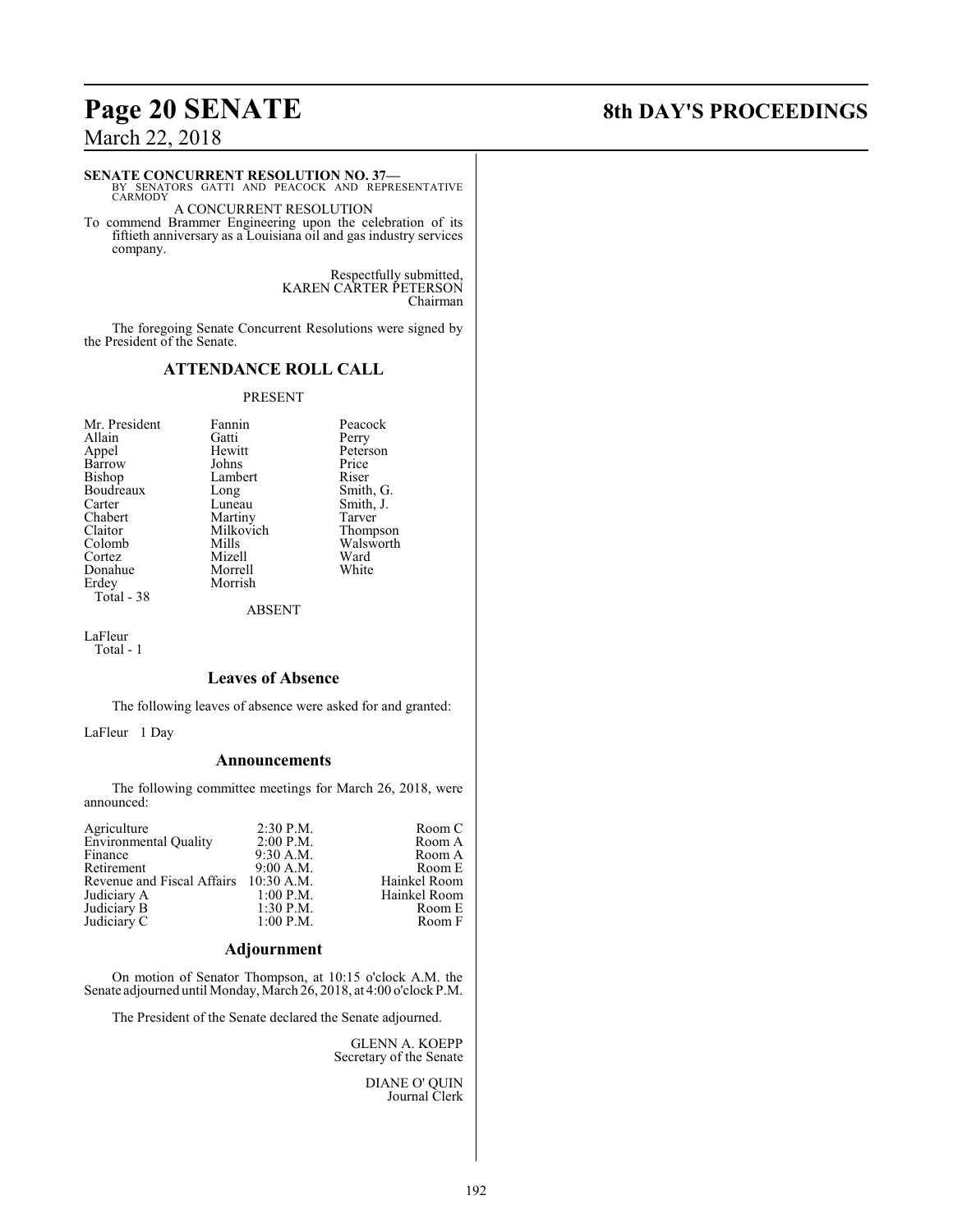**SENATE CONCURRENT RESOLUTION NO. 37—**
BY SENATORS GATTI AND PEACOCK AND REPRESENTATIVE CARMODY

A CONCURRENT RESOLUTION

To commend Brammer Engineering upon the celebration of its fiftieth anniversary as a Louisiana oil and gas industry services company.

Respectfully submitted,
KAREN CARTER PETERSON
Chairman

The foregoing Senate Concurrent Resolutions were signed by the President of the Senate.

## ATTENDANCE ROLL CALL

PRESENT

| | | |
|---|---|---|
| Mr. President | Fannin | Peacock |
| Allain | Gatti | Perry |
| Appel | Hewitt | Peterson |
| Barrow | Johns | Price |
| Bishop | Lambert | Riser |
| Boudreaux | Long | Smith, G. |
| Carter | Luneau | Smith, J. |
| Chabert | Martiny | Tarver |
| Claitor | Milkovich | Thompson |
| Colomb | Mills | Walsworth |
| Cortez | Mizell | Ward |
| Donahue | Morrell | White |
| Erdey | Morrish | |

Total - 38

ABSENT

LaFleur
Total - 1

### Leaves of Absence

The following leaves of absence were asked for and granted:

LaFleur 1 Day

### Announcements

The following committee meetings for March 26, 2018, were announced:

| | | |
|---|---|---|
| Agriculture | 2:30 P.M. | Room C |
| Environmental Quality | 2:00 P.M. | Room A |
| Finance | 9:30 A.M. | Room A |
| Retirement | 9:00 A.M. | Room E |
| Revenue and Fiscal Affairs | 10:30 A.M. | Hainkel Room |
| Judiciary A | 1:00 P.M. | Hainkel Room |
| Judiciary B | 1:30 P.M. | Room E |
| Judiciary C | 1:00 P.M. | Room F |

### Adjournment

On motion of Senator Thompson, at 10:15 o'clock A.M. the Senate adjourned until Monday, March 26, 2018, at 4:00 o'clock P.M.

The President of the Senate declared the Senate adjourned.

GLENN A. KOEPP
Secretary of the Senate

DIANE O' QUIN
Journal Clerk